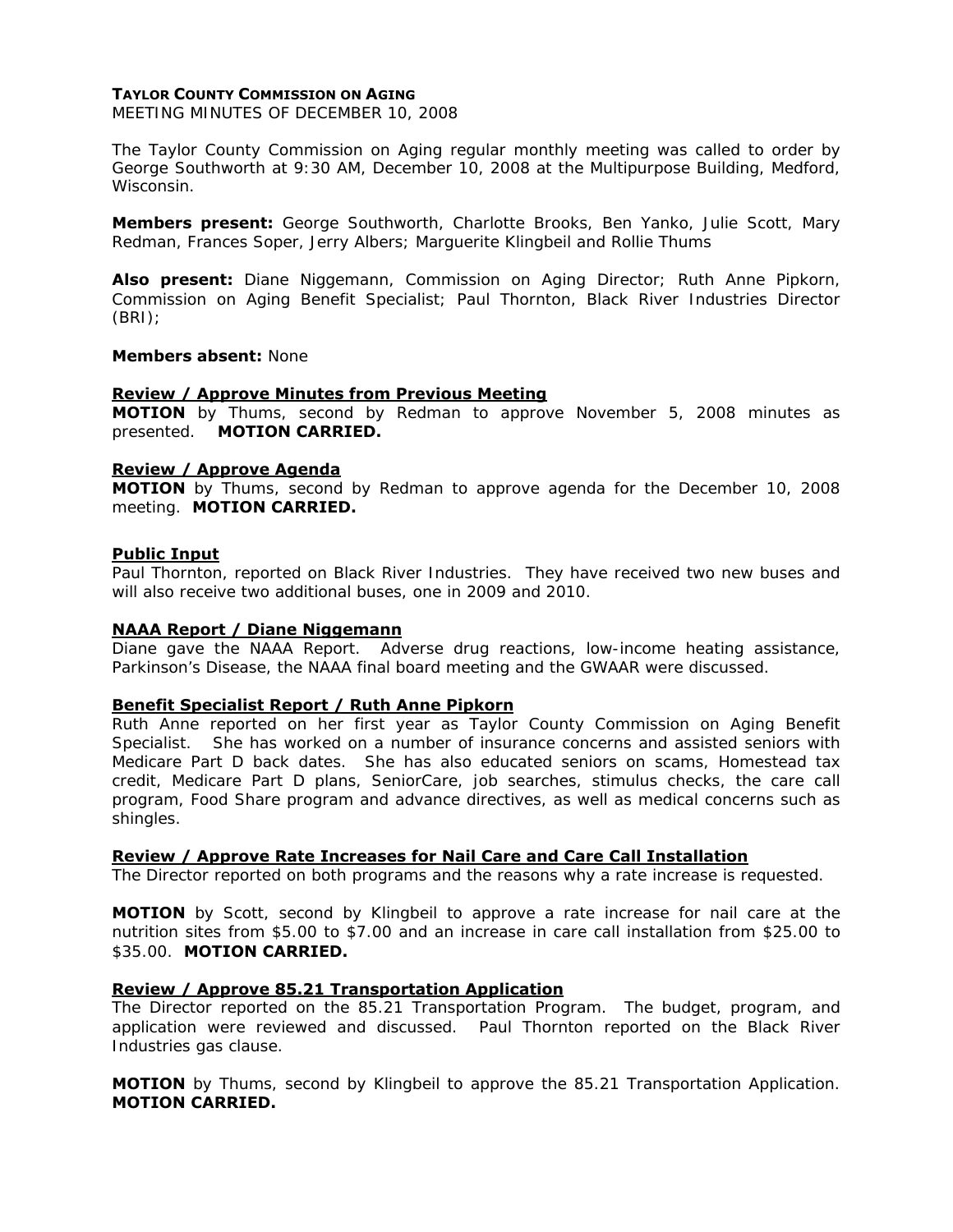**TAYLOR COUNTY COMMISSION ON AGING**

MEETING MINUTES OF DECEMBER 10, 2008

The Taylor County Commission on Aging regular monthly meeting was called to order by George Southworth at 9:30 AM, December 10, 2008 at the Multipurpose Building, Medford, Wisconsin.

**Members present:** George Southworth, Charlotte Brooks, Ben Yanko, Julie Scott, Mary Redman, Frances Soper, Jerry Albers; Marguerite Klingbeil and Rollie Thums

**Also present:** Diane Niggemann, Commission on Aging Director; Ruth Anne Pipkorn, Commission on Aging Benefit Specialist; Paul Thornton, Black River Industries Director (BRI);

**Members absent:** None

**Review / Approve Minutes from Previous Meeting**

**MOTION** by Thums, second by Redman to approve November 5, 2008 minutes as presented. **MOTION CARRIED.**

**Review / Approve Agenda**

**MOTION** by Thums, second by Redman to approve agenda for the December 10, 2008 meeting. **MOTION CARRIED.**

**Public Input**

Paul Thornton, reported on Black River Industries. They have received two new buses and will also receive two additional buses, one in 2009 and 2010.

**NAAA Report / Diane Niggemann**

Diane gave the NAAA Report. Adverse drug reactions, low-income heating assistance, Parkinson's Disease, the NAAA final board meeting and the GWAAR were discussed.

**Benefit Specialist Report / Ruth Anne Pipkorn**

Ruth Anne reported on her first year as Taylor County Commission on Aging Benefit Specialist. She has worked on a number of insurance concerns and assisted seniors with Medicare Part D back dates. She has also educated seniors on scams, Homestead tax credit, Medicare Part D plans, SeniorCare, job searches, stimulus checks, the care call program, Food Share program and advance directives, as well as medical concerns such as shingles.

**Review / Approve Rate Increases for Nail Care and Care Call Installation**

The Director reported on both programs and the reasons why a rate increase is requested.

**MOTION** by Scott, second by Klingbeil to approve a rate increase for nail care at the nutrition sites from $5.00 to $7.00 and an increase in care call installation from $25.00 to $35.00. **MOTION CARRIED.**

**Review / Approve 85.21 Transportation Application**

The Director reported on the 85.21 Transportation Program. The budget, program, and application were reviewed and discussed. Paul Thornton reported on the Black River Industries gas clause.

**MOTION** by Thums, second by Klingbeil to approve the 85.21 Transportation Application. **MOTION CARRIED.**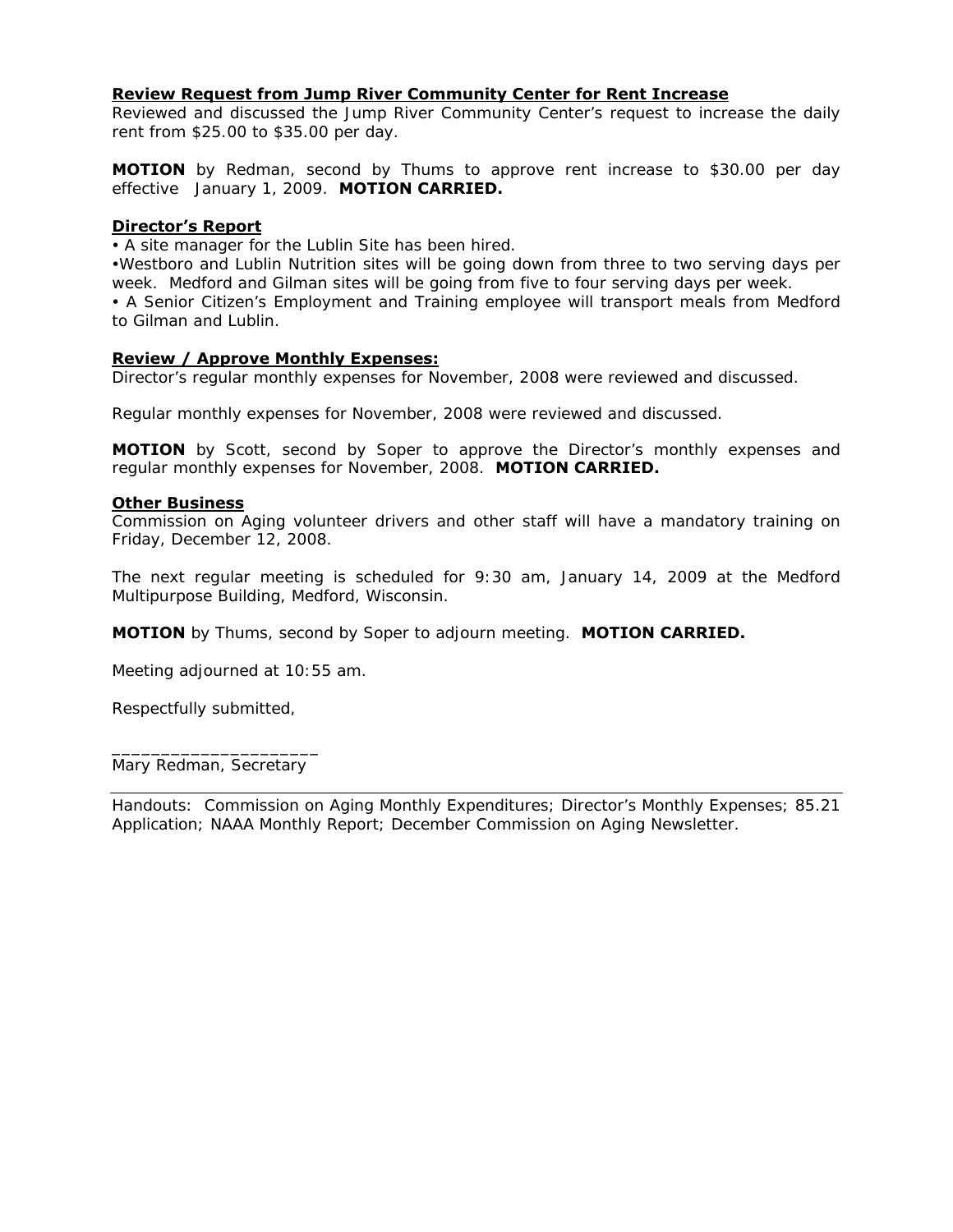**Review Request from Jump River Community Center for Rent Increase**

Reviewed and discussed the Jump River Community Center's request to increase the daily rent from $25.00 to $35.00 per day.

**MOTION** by Redman, second by Thums to approve rent increase to $30.00 per day effective January 1, 2009. **MOTION CARRIED.**

**Director's Report**

- A site manager for the Lublin Site has been hired.
- Westboro and Lublin Nutrition sites will be going down from three to two serving days per week. Medford and Gilman sites will be going from five to four serving days per week.
- A Senior Citizen's Employment and Training employee will transport meals from Medford to Gilman and Lublin.

**Review / Approve Monthly Expenses:**

Director's regular monthly expenses for November, 2008 were reviewed and discussed.

Regular monthly expenses for November, 2008 were reviewed and discussed.

**MOTION** by Scott, second by Soper to approve the Director's monthly expenses and regular monthly expenses for November, 2008. **MOTION CARRIED.**

**Other Business**

Commission on Aging volunteer drivers and other staff will have a mandatory training on Friday, December 12, 2008.

The next regular meeting is scheduled for 9:30 am, January 14, 2009 at the Medford Multipurpose Building, Medford, Wisconsin.

**MOTION** by Thums, second by Soper to adjourn meeting. **MOTION CARRIED.**

Meeting adjourned at 10:55 am.

Respectfully submitted,

_____________________
Mary Redman, Secretary

---

Handouts: Commission on Aging Monthly Expenditures; Director's Monthly Expenses; 85.21 Application; NAAA Monthly Report; December Commission on Aging Newsletter.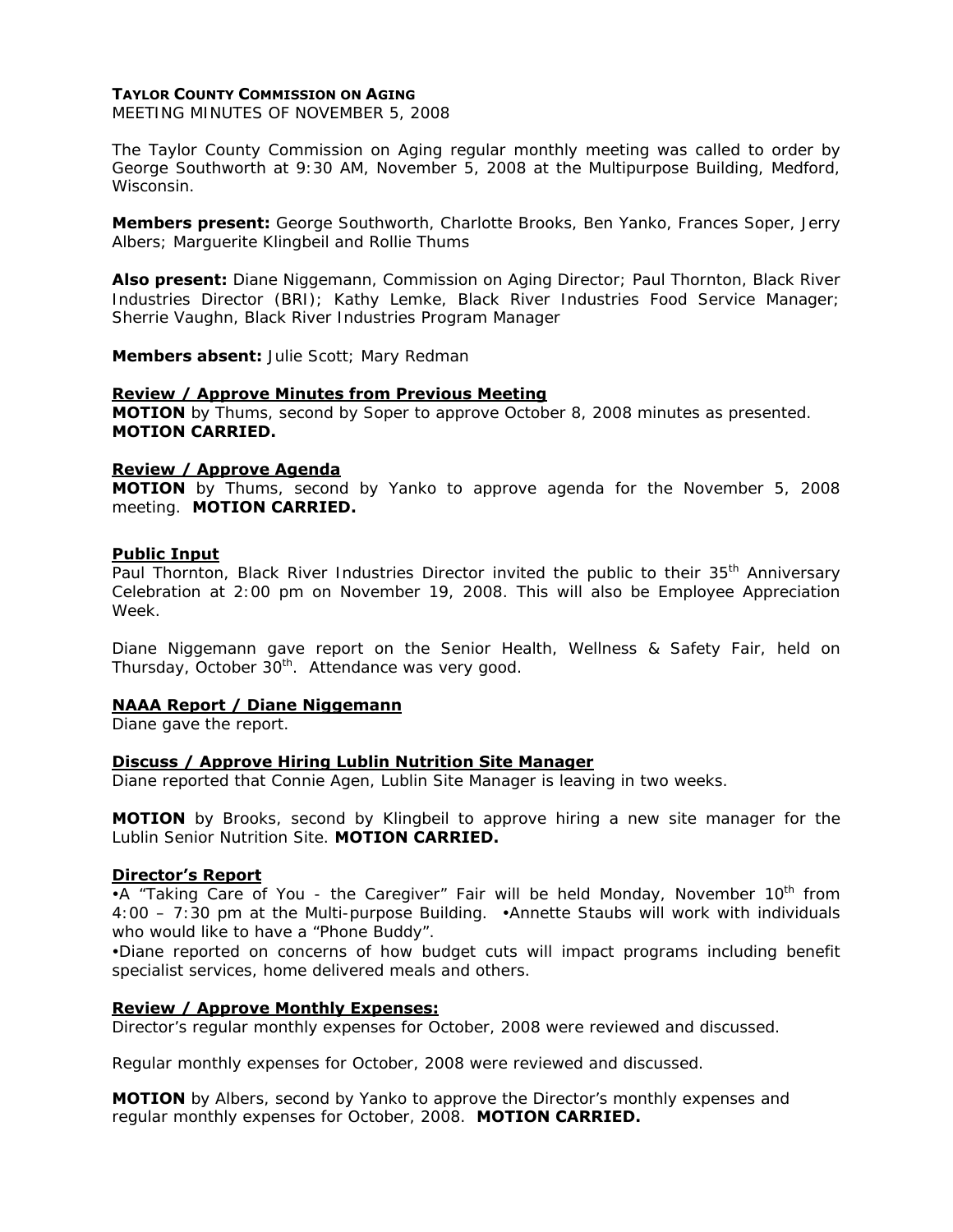**TAYLOR COUNTY COMMISSION ON AGING**
MEETING MINUTES OF NOVEMBER 5, 2008

The Taylor County Commission on Aging regular monthly meeting was called to order by George Southworth at 9:30 AM, November 5, 2008 at the Multipurpose Building, Medford, Wisconsin.

**Members present:** George Southworth, Charlotte Brooks, Ben Yanko, Frances Soper, Jerry Albers; Marguerite Klingbeil and Rollie Thums

**Also present:** Diane Niggemann, Commission on Aging Director; Paul Thornton, Black River Industries Director (BRI); Kathy Lemke, Black River Industries Food Service Manager; Sherrie Vaughn, Black River Industries Program Manager

**Members absent:** Julie Scott; Mary Redman

**Review / Approve Minutes from Previous Meeting**
**MOTION** by Thums, second by Soper to approve October 8, 2008 minutes as presented. **MOTION CARRIED.**

**Review / Approve Agenda**
**MOTION** by Thums, second by Yanko to approve agenda for the November 5, 2008 meeting. **MOTION CARRIED.**

**Public Input**
Paul Thornton, Black River Industries Director invited the public to their 35th Anniversary Celebration at 2:00 pm on November 19, 2008. This will also be Employee Appreciation Week.

Diane Niggemann gave report on the Senior Health, Wellness & Safety Fair, held on Thursday, October 30th. Attendance was very good.

**NAAA Report / Diane Niggemann**
Diane gave the report.

**Discuss / Approve Hiring Lublin Nutrition Site Manager**
Diane reported that Connie Agen, Lublin Site Manager is leaving in two weeks.

**MOTION** by Brooks, second by Klingbeil to approve hiring a new site manager for the Lublin Senior Nutrition Site. **MOTION CARRIED.**

**Director's Report**
•A "Taking Care of You - the Caregiver" Fair will be held Monday, November 10th from 4:00 – 7:30 pm at the Multi-purpose Building. •Annette Staubs will work with individuals who would like to have a "Phone Buddy".
•Diane reported on concerns of how budget cuts will impact programs including benefit specialist services, home delivered meals and others.

**Review / Approve Monthly Expenses:**
Director's regular monthly expenses for October, 2008 were reviewed and discussed.

Regular monthly expenses for October, 2008 were reviewed and discussed.

**MOTION** by Albers, second by Yanko to approve the Director's monthly expenses and regular monthly expenses for October, 2008. **MOTION CARRIED.**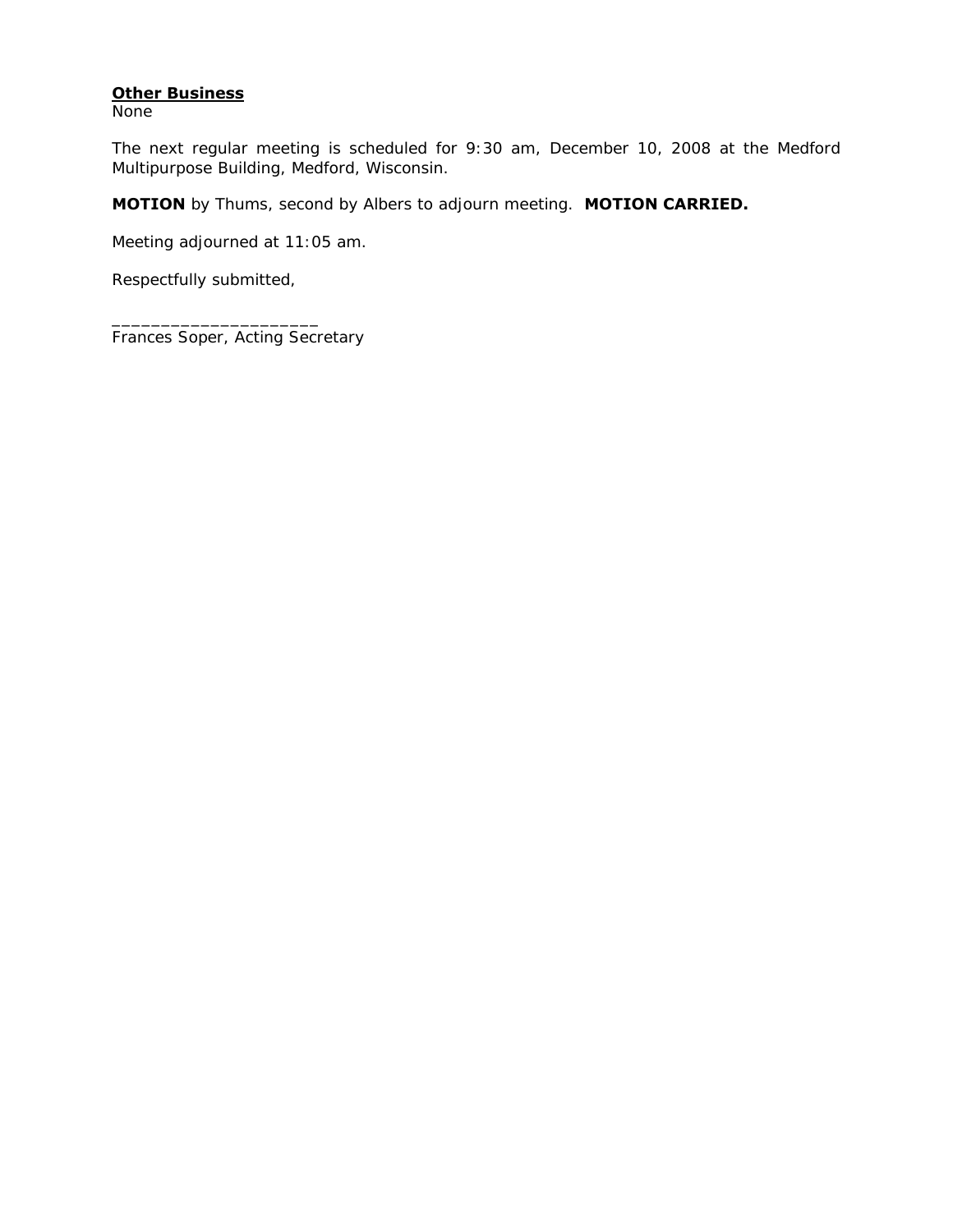**Other Business**
None

The next regular meeting is scheduled for 9:30 am, December 10, 2008 at the Medford Multipurpose Building, Medford, Wisconsin.

**MOTION** by Thums, second by Albers to adjourn meeting. **MOTION CARRIED.**

Meeting adjourned at 11:05 am.

Respectfully submitted,

_____________________
Frances Soper, Acting Secretary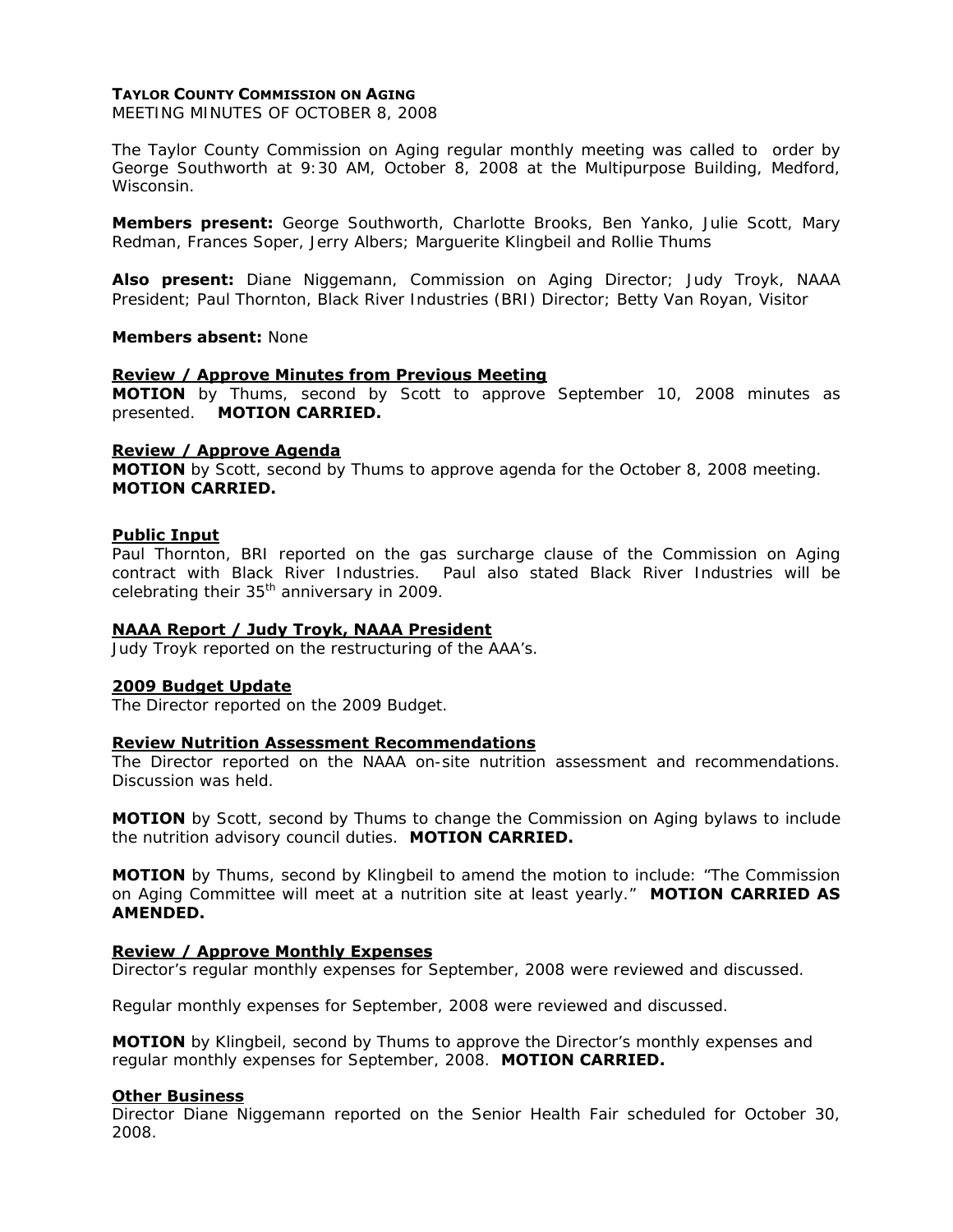**TAYLOR COUNTY COMMISSION ON AGING**
MEETING MINUTES OF OCTOBER 8, 2008

The Taylor County Commission on Aging regular monthly meeting was called to order by George Southworth at 9:30 AM, October 8, 2008 at the Multipurpose Building, Medford, Wisconsin.

**Members present:** George Southworth, Charlotte Brooks, Ben Yanko, Julie Scott, Mary Redman, Frances Soper, Jerry Albers; Marguerite Klingbeil and Rollie Thums

**Also present:** Diane Niggemann, Commission on Aging Director; Judy Troyk, NAAA President; Paul Thornton, Black River Industries (BRI) Director; Betty Van Royan, Visitor

**Members absent:** None

**Review / Approve Minutes from Previous Meeting**
**MOTION** by Thums, second by Scott to approve September 10, 2008 minutes as presented. **MOTION CARRIED.**

**Review / Approve Agenda**
**MOTION** by Scott, second by Thums to approve agenda for the October 8, 2008 meeting. **MOTION CARRIED.**

**Public Input**
Paul Thornton, BRI reported on the gas surcharge clause of the Commission on Aging contract with Black River Industries. Paul also stated Black River Industries will be celebrating their 35th anniversary in 2009.

**NAAA Report / Judy Troyk, NAAA President**
Judy Troyk reported on the restructuring of the AAA's.

**2009 Budget Update**
The Director reported on the 2009 Budget.

**Review Nutrition Assessment Recommendations**
The Director reported on the NAAA on-site nutrition assessment and recommendations. Discussion was held.

**MOTION** by Scott, second by Thums to change the Commission on Aging bylaws to include the nutrition advisory council duties. **MOTION CARRIED.**

**MOTION** by Thums, second by Klingbeil to amend the motion to include: "The Commission on Aging Committee will meet at a nutrition site at least yearly." **MOTION CARRIED AS AMENDED.**

**Review / Approve Monthly Expenses**
Director's regular monthly expenses for September, 2008 were reviewed and discussed.

Regular monthly expenses for September, 2008 were reviewed and discussed.

**MOTION** by Klingbeil, second by Thums to approve the Director's monthly expenses and regular monthly expenses for September, 2008. **MOTION CARRIED.**

**Other Business**
Director Diane Niggemann reported on the Senior Health Fair scheduled for October 30, 2008.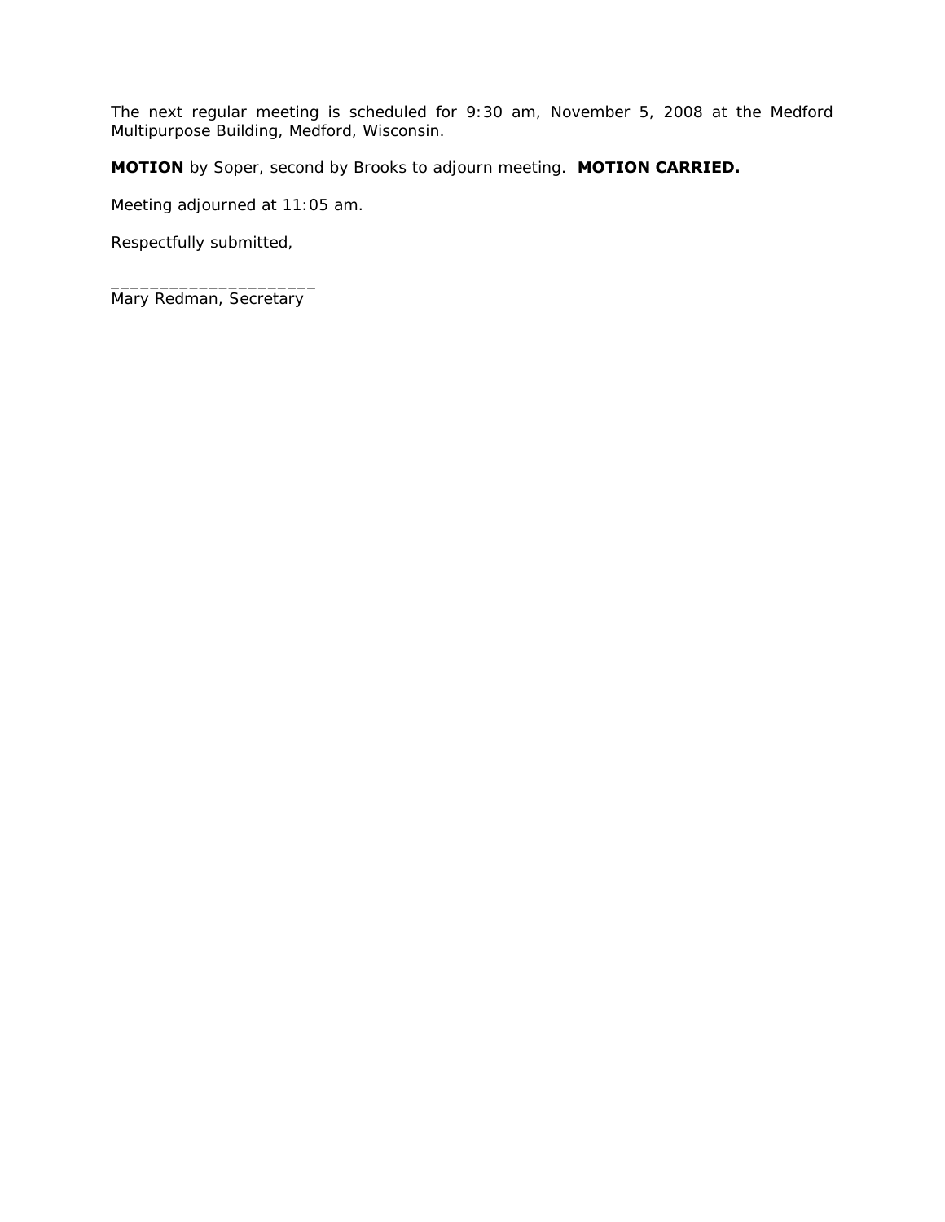The next regular meeting is scheduled for 9:30 am, November 5, 2008 at the Medford Multipurpose Building, Medford, Wisconsin.

**MOTION** by Soper, second by Brooks to adjourn meeting. **MOTION CARRIED.**

Meeting adjourned at 11:05 am.

Respectfully submitted,

____________________
Mary Redman, Secretary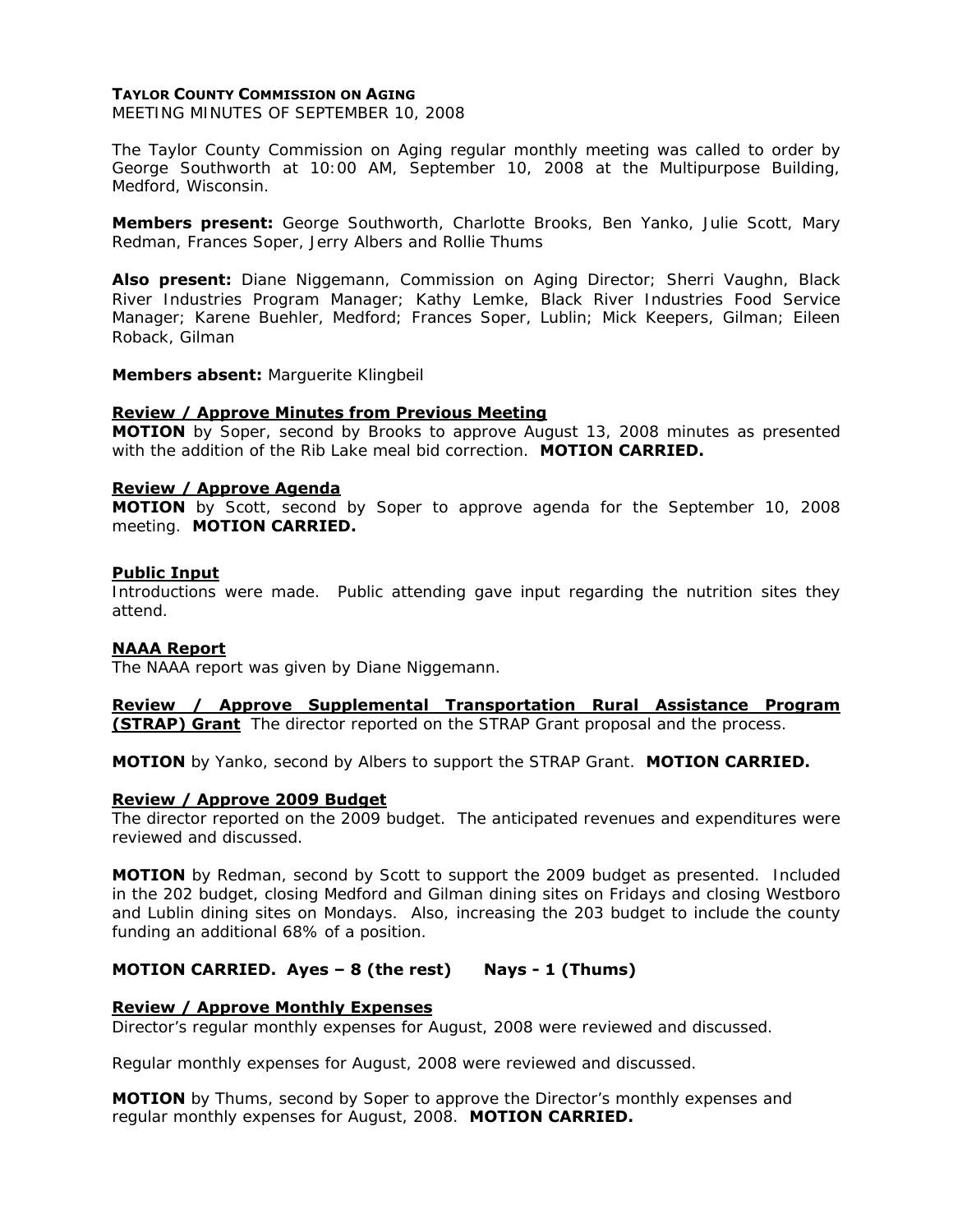**TAYLOR COUNTY COMMISSION ON AGING**
MEETING MINUTES OF SEPTEMBER 10, 2008

The Taylor County Commission on Aging regular monthly meeting was called to order by George Southworth at 10:00 AM, September 10, 2008 at the Multipurpose Building, Medford, Wisconsin.

**Members present:** George Southworth, Charlotte Brooks, Ben Yanko, Julie Scott, Mary Redman, Frances Soper, Jerry Albers and Rollie Thums

**Also present:** Diane Niggemann, Commission on Aging Director; Sherri Vaughn, Black River Industries Program Manager; Kathy Lemke, Black River Industries Food Service Manager; Karene Buehler, Medford; Frances Soper, Lublin; Mick Keepers, Gilman; Eileen Roback, Gilman

**Members absent:** Marguerite Klingbeil

**Review / Approve Minutes from Previous Meeting**
**MOTION** by Soper, second by Brooks to approve August 13, 2008 minutes as presented with the addition of the Rib Lake meal bid correction. **MOTION CARRIED.**

**Review / Approve Agenda**
**MOTION** by Scott, second by Soper to approve agenda for the September 10, 2008 meeting. **MOTION CARRIED.**

**Public Input**
Introductions were made. Public attending gave input regarding the nutrition sites they attend.

**NAAA Report**
The NAAA report was given by Diane Niggemann.

**Review / Approve Supplemental Transportation Rural Assistance Program (STRAP) Grant** The director reported on the STRAP Grant proposal and the process.

**MOTION** by Yanko, second by Albers to support the STRAP Grant. **MOTION CARRIED.**

**Review / Approve 2009 Budget**
The director reported on the 2009 budget. The anticipated revenues and expenditures were reviewed and discussed.

**MOTION** by Redman, second by Scott to support the 2009 budget as presented. Included in the 202 budget, closing Medford and Gilman dining sites on Fridays and closing Westboro and Lublin dining sites on Mondays. Also, increasing the 203 budget to include the county funding an additional 68% of a position.

**MOTION CARRIED. Ayes – 8 (the rest) Nays - 1 (Thums)**

**Review / Approve Monthly Expenses**
Director's regular monthly expenses for August, 2008 were reviewed and discussed.

Regular monthly expenses for August, 2008 were reviewed and discussed.

**MOTION** by Thums, second by Soper to approve the Director's monthly expenses and regular monthly expenses for August, 2008. **MOTION CARRIED.**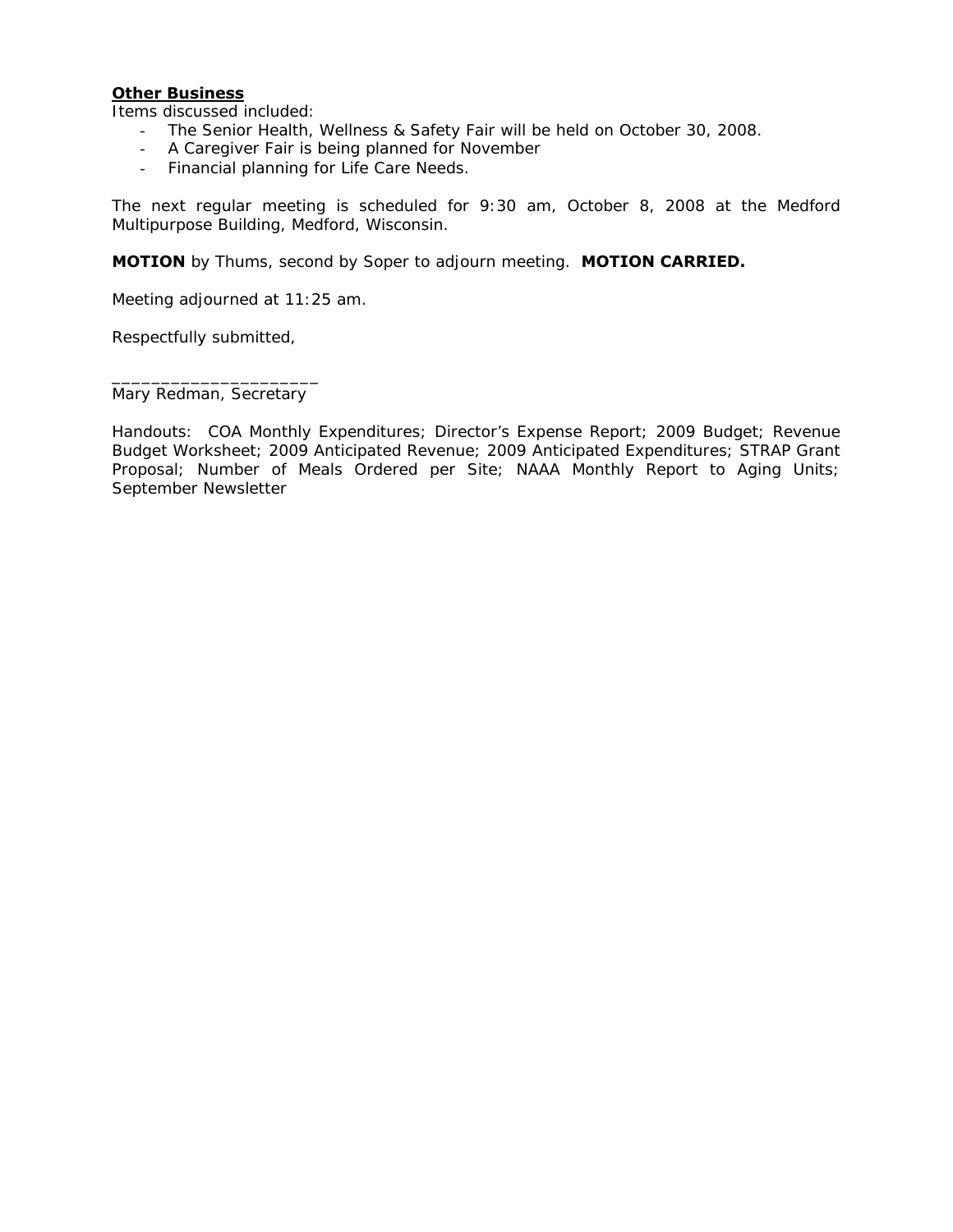**Other Business**

Items discussed included:

- The Senior Health, Wellness & Safety Fair will be held on October 30, 2008.
- A Caregiver Fair is being planned for November
- Financial planning for Life Care Needs.

The next regular meeting is scheduled for 9:30 am, October 8, 2008 at the Medford Multipurpose Building, Medford, Wisconsin.

**MOTION** by Thums, second by Soper to adjourn meeting. **MOTION CARRIED.**

Meeting adjourned at 11:25 am.

Respectfully submitted,

____________________
Mary Redman, Secretary

Handouts: COA Monthly Expenditures; Director's Expense Report; 2009 Budget; Revenue Budget Worksheet; 2009 Anticipated Revenue; 2009 Anticipated Expenditures; STRAP Grant Proposal; Number of Meals Ordered per Site; NAAA Monthly Report to Aging Units; September Newsletter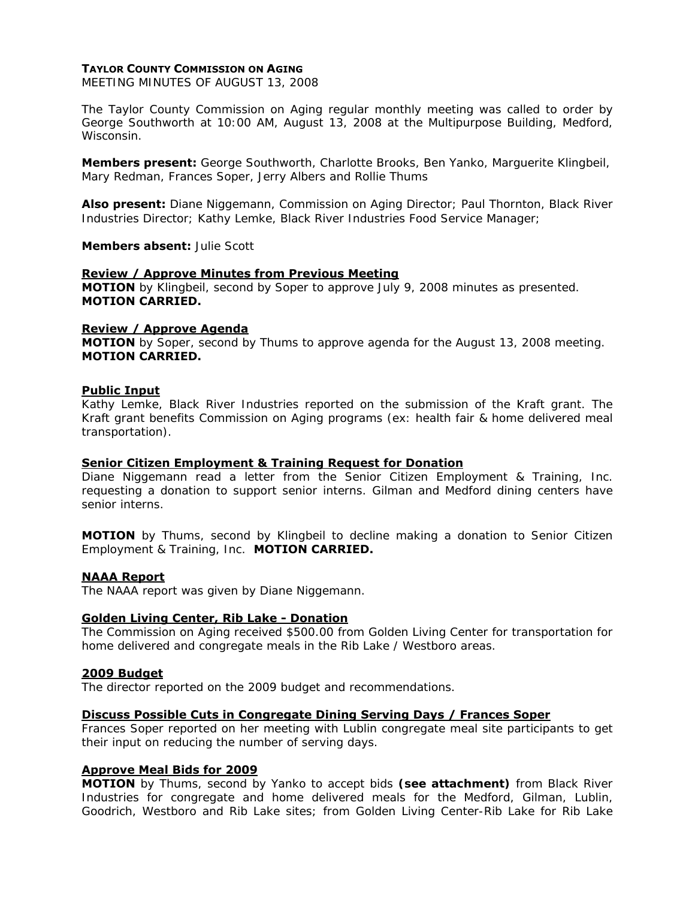**TAYLOR COUNTY COMMISSION ON AGING**
MEETING MINUTES OF AUGUST 13, 2008

The Taylor County Commission on Aging regular monthly meeting was called to order by George Southworth at 10:00 AM, August 13, 2008 at the Multipurpose Building, Medford, Wisconsin.

**Members present:** George Southworth, Charlotte Brooks, Ben Yanko, Marguerite Klingbeil, Mary Redman, Frances Soper, Jerry Albers and Rollie Thums

**Also present:** Diane Niggemann, Commission on Aging Director; Paul Thornton, Black River Industries Director; Kathy Lemke, Black River Industries Food Service Manager;

**Members absent:** Julie Scott

**Review / Approve Minutes from Previous Meeting**
**MOTION** by Klingbeil, second by Soper to approve July 9, 2008 minutes as presented. **MOTION CARRIED.**

**Review / Approve Agenda**
**MOTION** by Soper, second by Thums to approve agenda for the August 13, 2008 meeting. **MOTION CARRIED.**

**Public Input**
Kathy Lemke, Black River Industries reported on the submission of the Kraft grant. The Kraft grant benefits Commission on Aging programs (ex: health fair & home delivered meal transportation).

**Senior Citizen Employment & Training Request for Donation**
Diane Niggemann read a letter from the Senior Citizen Employment & Training, Inc. requesting a donation to support senior interns. Gilman and Medford dining centers have senior interns.

**MOTION** by Thums, second by Klingbeil to decline making a donation to Senior Citizen Employment & Training, Inc. **MOTION CARRIED.**

**NAAA Report**
The NAAA report was given by Diane Niggemann.

**Golden Living Center, Rib Lake - Donation**
The Commission on Aging received $500.00 from Golden Living Center for transportation for home delivered and congregate meals in the Rib Lake / Westboro areas.

**2009 Budget**
The director reported on the 2009 budget and recommendations.

**Discuss Possible Cuts in Congregate Dining Serving Days / Frances Soper**
Frances Soper reported on her meeting with Lublin congregate meal site participants to get their input on reducing the number of serving days.

**Approve Meal Bids for 2009**
**MOTION** by Thums, second by Yanko to accept bids **(see attachment)** from Black River Industries for congregate and home delivered meals for the Medford, Gilman, Lublin, Goodrich, Westboro and Rib Lake sites; from Golden Living Center-Rib Lake for Rib Lake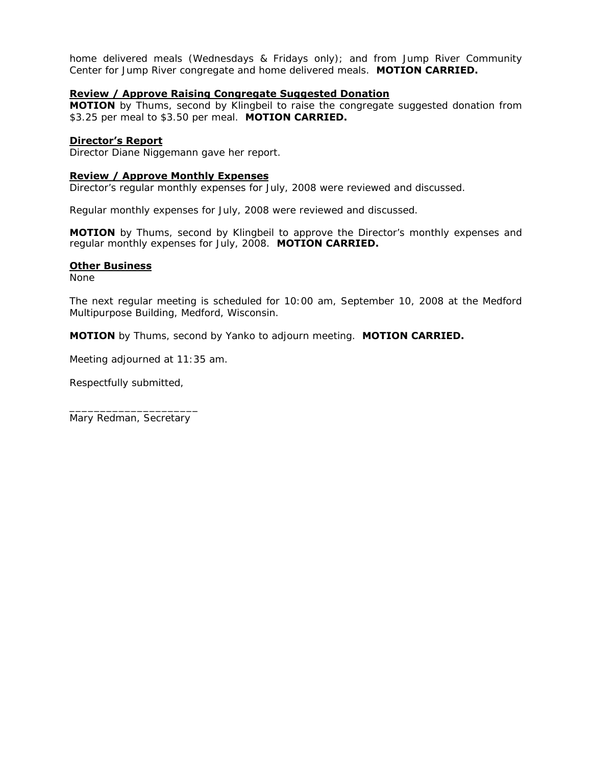home delivered meals (Wednesdays & Fridays only); and from Jump River Community Center for Jump River congregate and home delivered meals. **MOTION CARRIED.**

**Review / Approve Raising Congregate Suggested Donation**

**MOTION** by Thums, second by Klingbeil to raise the congregate suggested donation from $3.25 per meal to $3.50 per meal. **MOTION CARRIED.**

**Director's Report**

Director Diane Niggemann gave her report.

**Review / Approve Monthly Expenses**

Director's regular monthly expenses for July, 2008 were reviewed and discussed.

Regular monthly expenses for July, 2008 were reviewed and discussed.

**MOTION** by Thums, second by Klingbeil to approve the Director's monthly expenses and regular monthly expenses for July, 2008. **MOTION CARRIED.**

**Other Business**

None

The next regular meeting is scheduled for 10:00 am, September 10, 2008 at the Medford Multipurpose Building, Medford, Wisconsin.

**MOTION** by Thums, second by Yanko to adjourn meeting. **MOTION CARRIED.**

Meeting adjourned at 11:35 am.

Respectfully submitted,

_____________________
Mary Redman, Secretary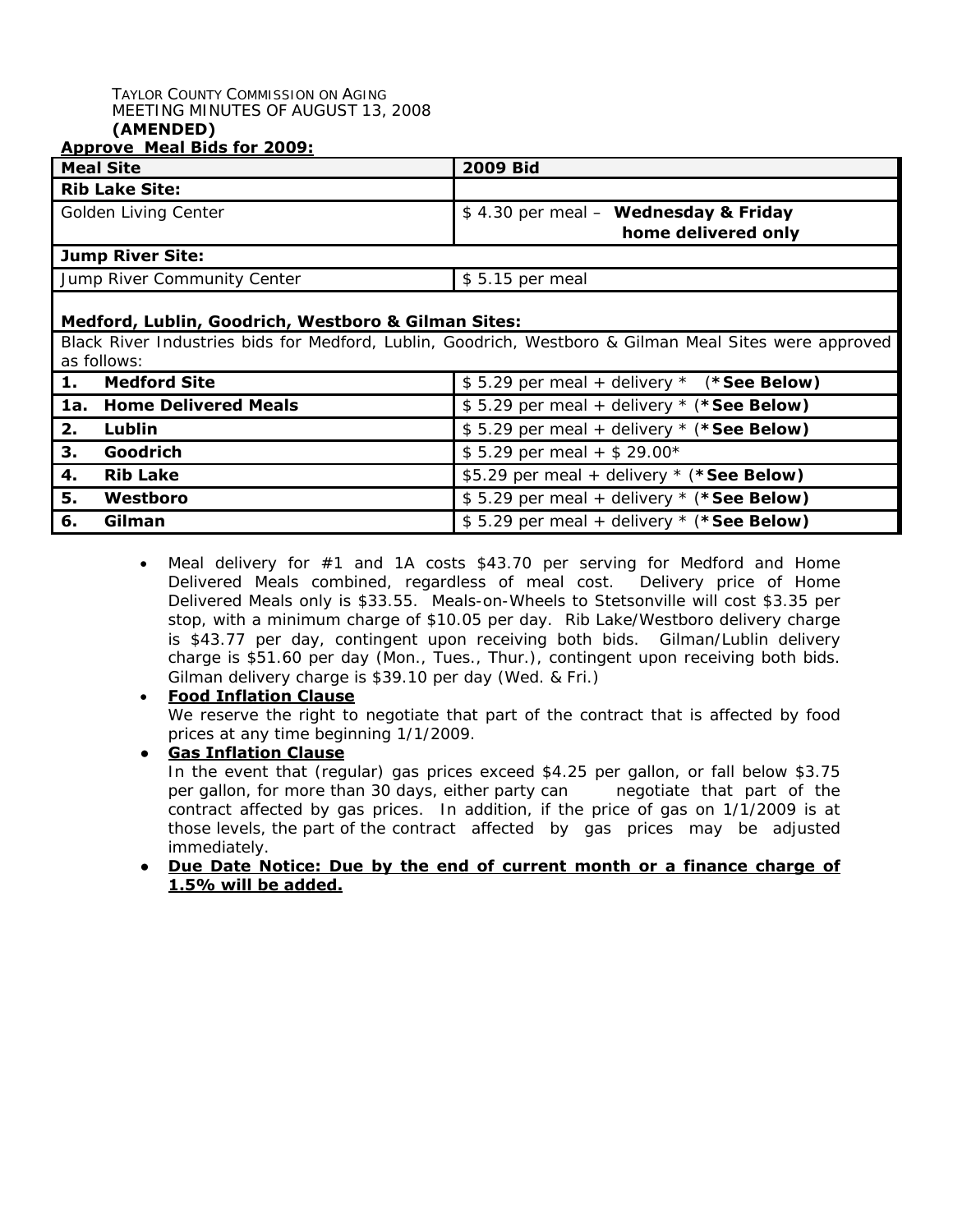TAYLOR COUNTY COMMISSION ON AGING
MEETING MINUTES OF AUGUST 13, 2008
**(AMENDED)**

**Approve Meal Bids for 2009:**

| Meal Site | 2009 Bid |
|---|---|
| **Rib Lake Site:** | |
| Golden Living Center | $ 4.30 per meal – **Wednesday & Friday home delivered only** |
| **Jump River Site:** | |
| Jump River Community Center | $ 5.15 per meal |
| **Medford, Lublin, Goodrich, Westboro & Gilman Sites:** | |
| Black River Industries bids for Medford, Lublin, Goodrich, Westboro & Gilman Meal Sites were approved as follows: | |
| **1. Medford Site** | $ 5.29 per meal + delivery * (**\*See Below**) |
| **1a. Home Delivered Meals** | $ 5.29 per meal + delivery * (**\*See Below**) |
| **2. Lublin** | $ 5.29 per meal + delivery * (**\*See Below**) |
| **3. Goodrich** | $ 5.29 per meal + $ 29.00* |
| **4. Rib Lake** | $5.29 per meal + delivery * (**\*See Below**) |
| **5. Westboro** | $ 5.29 per meal + delivery * (**\*See Below**) |
| **6. Gilman** | $ 5.29 per meal + delivery * (**\*See Below**) |

- Meal delivery for #1 and 1A costs $43.70 per serving for Medford and Home Delivered Meals combined, regardless of meal cost. Delivery price of Home Delivered Meals only is $33.55. Meals-on-Wheels to Stetsonville will cost $3.35 per stop, with a minimum charge of $10.05 per day. Rib Lake/Westboro delivery charge is $43.77 per day, contingent upon receiving both bids. Gilman/Lublin delivery charge is $51.60 per day (Mon., Tues., Thur.), contingent upon receiving both bids. Gilman delivery charge is $39.10 per day (Wed. & Fri.)
- **Food Inflation Clause**
  We reserve the right to negotiate that part of the contract that is affected by food prices at any time beginning 1/1/2009.
- **Gas Inflation Clause**
  In the event that (regular) gas prices exceed $4.25 per gallon, or fall below $3.75 per gallon, for more than 30 days, either party can negotiate that part of the contract affected by gas prices. In addition, if the price of gas on 1/1/2009 is at those levels, the part of the contract affected by gas prices may be adjusted immediately.
- **Due Date Notice: Due by the end of current month or a finance charge of 1.5% will be added.**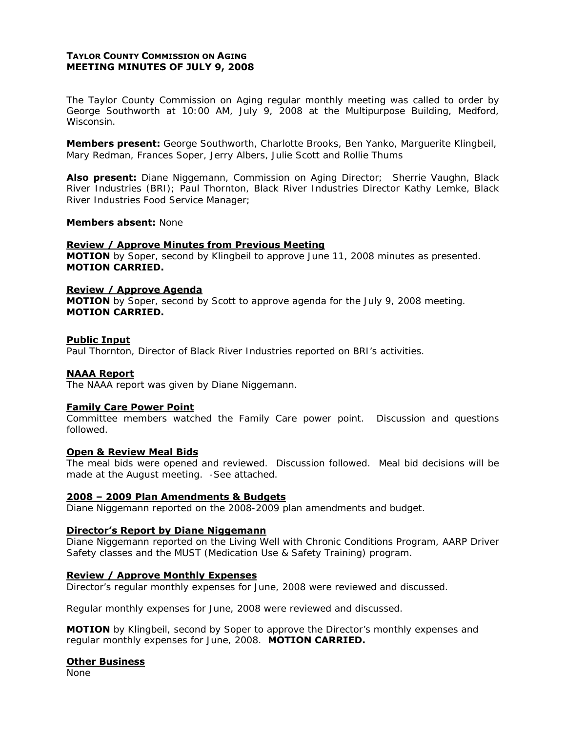**TAYLOR COUNTY COMMISSION ON AGING**
**MEETING MINUTES OF JULY 9, 2008**

The Taylor County Commission on Aging regular monthly meeting was called to order by George Southworth at 10:00 AM, July 9, 2008 at the Multipurpose Building, Medford, Wisconsin.

**Members present:** George Southworth, Charlotte Brooks, Ben Yanko, Marguerite Klingbeil, Mary Redman, Frances Soper, Jerry Albers, Julie Scott and Rollie Thums

**Also present:** Diane Niggemann, Commission on Aging Director; Sherrie Vaughn, Black River Industries (BRI); Paul Thornton, Black River Industries Director Kathy Lemke, Black River Industries Food Service Manager;

**Members absent:** None

**Review / Approve Minutes from Previous Meeting**
**MOTION** by Soper, second by Klingbeil to approve June 11, 2008 minutes as presented. **MOTION CARRIED.**

**Review / Approve Agenda**
**MOTION** by Soper, second by Scott to approve agenda for the July 9, 2008 meeting. **MOTION CARRIED.**

**Public Input**
Paul Thornton, Director of Black River Industries reported on BRI's activities.

**NAAA Report**
The NAAA report was given by Diane Niggemann.

**Family Care Power Point**
Committee members watched the Family Care power point. Discussion and questions followed.

**Open & Review Meal Bids**
The meal bids were opened and reviewed. Discussion followed. Meal bid decisions will be made at the August meeting. -See attached.

**2008 – 2009 Plan Amendments & Budgets**
Diane Niggemann reported on the 2008-2009 plan amendments and budget.

**Director's Report by Diane Niggemann**
Diane Niggemann reported on the Living Well with Chronic Conditions Program, AARP Driver Safety classes and the MUST (Medication Use & Safety Training) program.

**Review / Approve Monthly Expenses**
Director's regular monthly expenses for June, 2008 were reviewed and discussed.

Regular monthly expenses for June, 2008 were reviewed and discussed.

**MOTION** by Klingbeil, second by Soper to approve the Director's monthly expenses and regular monthly expenses for June, 2008. **MOTION CARRIED.**

**Other Business**
None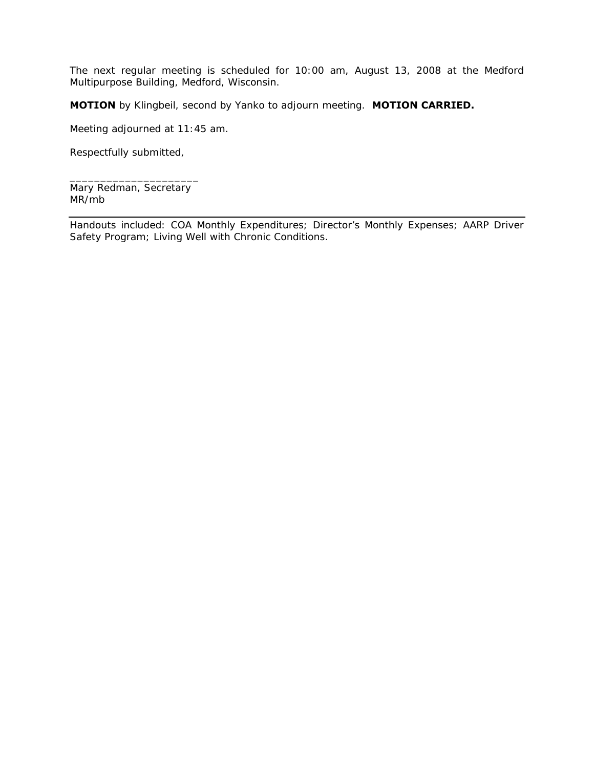The next regular meeting is scheduled for 10:00 am, August 13, 2008 at the Medford Multipurpose Building, Medford, Wisconsin.

**MOTION** by Klingbeil, second by Yanko to adjourn meeting. **MOTION CARRIED.**

Meeting adjourned at 11:45 am.

Respectfully submitted,

_____________________
Mary Redman, Secretary
MR/mb

---

Handouts included: COA Monthly Expenditures; Director's Monthly Expenses; AARP Driver Safety Program; Living Well with Chronic Conditions.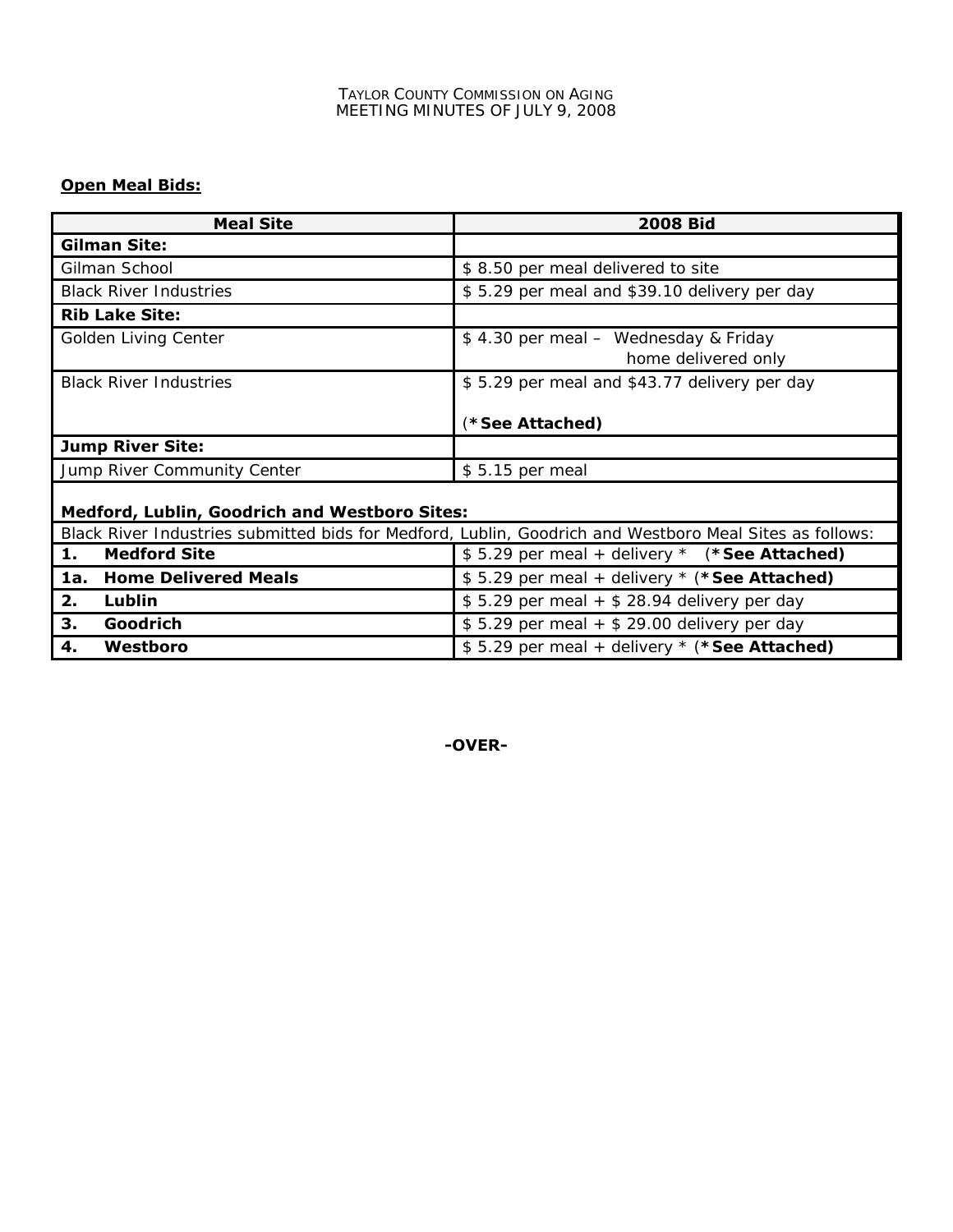TAYLOR COUNTY COMMISSION ON AGING
MEETING MINUTES OF JULY 9, 2008

**Open Meal Bids:**

| Meal Site | 2008 Bid |
|---|---|
| **Gilman Site:** | |
| Gilman School | $ 8.50 per meal delivered to site |
| Black River Industries | $ 5.29 per meal and $39.10 delivery per day |
| **Rib Lake Site:** | |
| Golden Living Center | $ 4.30 per meal – Wednesday & Friday home delivered only |
| Black River Industries | $ 5.29 per meal and $43.77 delivery per day (***See Attached)** |
| **Jump River Site:** | |
| Jump River Community Center | $ 5.15 per meal |
| **Medford, Lublin, Goodrich and Westboro Sites:** | |
| Black River Industries submitted bids for Medford, Lublin, Goodrich and Westboro Meal Sites as follows: | |
| **1. Medford Site** | $ 5.29 per meal + delivery * (***See Attached)** |
| **1a. Home Delivered Meals** | $ 5.29 per meal + delivery * (***See Attached)** |
| **2. Lublin** | $ 5.29 per meal + $ 28.94 delivery per day |
| **3. Goodrich** | $ 5.29 per meal + $ 29.00 delivery per day |
| **4. Westboro** | $ 5.29 per meal + delivery * (***See Attached)** |

**-OVER-**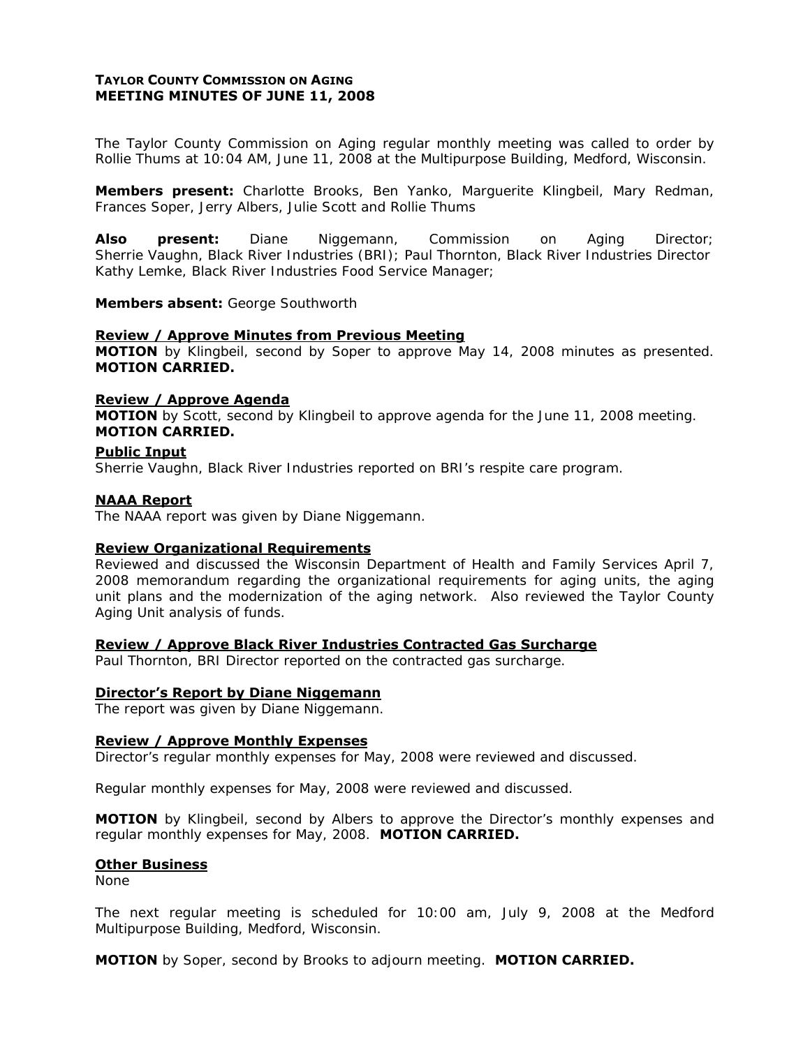**TAYLOR COUNTY COMMISSION ON AGING**
**MEETING MINUTES OF JUNE 11, 2008**

The Taylor County Commission on Aging regular monthly meeting was called to order by Rollie Thums at 10:04 AM, June 11, 2008 at the Multipurpose Building, Medford, Wisconsin.

**Members present:** Charlotte Brooks, Ben Yanko, Marguerite Klingbeil, Mary Redman, Frances Soper, Jerry Albers, Julie Scott and Rollie Thums

**Also present:** Diane Niggemann, Commission on Aging Director; Sherrie Vaughn, Black River Industries (BRI); Paul Thornton, Black River Industries Director Kathy Lemke, Black River Industries Food Service Manager;

**Members absent:** George Southworth

**Review / Approve Minutes from Previous Meeting**

**MOTION** by Klingbeil, second by Soper to approve May 14, 2008 minutes as presented. **MOTION CARRIED.**

**Review / Approve Agenda**

**MOTION** by Scott, second by Klingbeil to approve agenda for the June 11, 2008 meeting. **MOTION CARRIED.**

**Public Input**

Sherrie Vaughn, Black River Industries reported on BRI's respite care program.

**NAAA Report**

The NAAA report was given by Diane Niggemann.

**Review Organizational Requirements**

Reviewed and discussed the Wisconsin Department of Health and Family Services April 7, 2008 memorandum regarding the organizational requirements for aging units, the aging unit plans and the modernization of the aging network. Also reviewed the Taylor County Aging Unit analysis of funds.

**Review / Approve Black River Industries Contracted Gas Surcharge**

Paul Thornton, BRI Director reported on the contracted gas surcharge.

**Director's Report by Diane Niggemann**

The report was given by Diane Niggemann.

**Review / Approve Monthly Expenses**

Director's regular monthly expenses for May, 2008 were reviewed and discussed.

Regular monthly expenses for May, 2008 were reviewed and discussed.

**MOTION** by Klingbeil, second by Albers to approve the Director's monthly expenses and regular monthly expenses for May, 2008. **MOTION CARRIED.**

**Other Business**

None

The next regular meeting is scheduled for 10:00 am, July 9, 2008 at the Medford Multipurpose Building, Medford, Wisconsin.

**MOTION** by Soper, second by Brooks to adjourn meeting. **MOTION CARRIED.**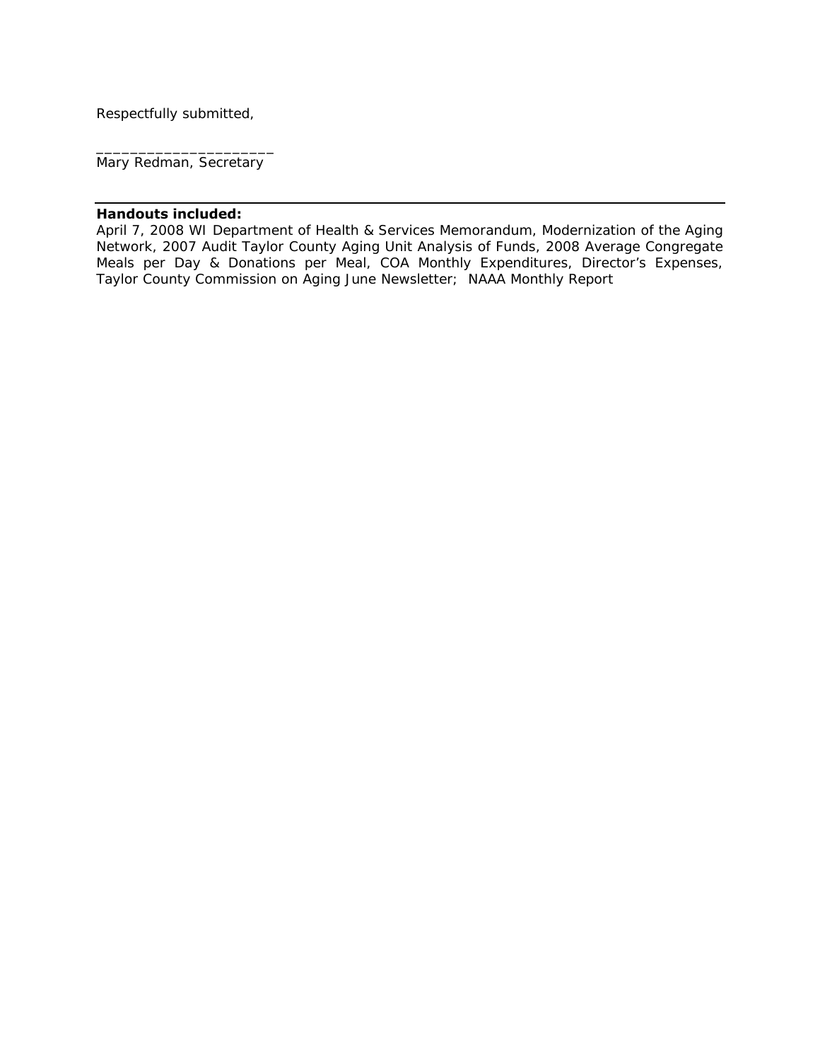Respectfully submitted,

_____________________
Mary Redman, Secretary

---

**Handouts included:**
April 7, 2008 WI Department of Health & Services Memorandum, Modernization of the Aging Network, 2007 Audit Taylor County Aging Unit Analysis of Funds, 2008 Average Congregate Meals per Day & Donations per Meal, COA Monthly Expenditures, Director's Expenses, Taylor County Commission on Aging June Newsletter; NAAA Monthly Report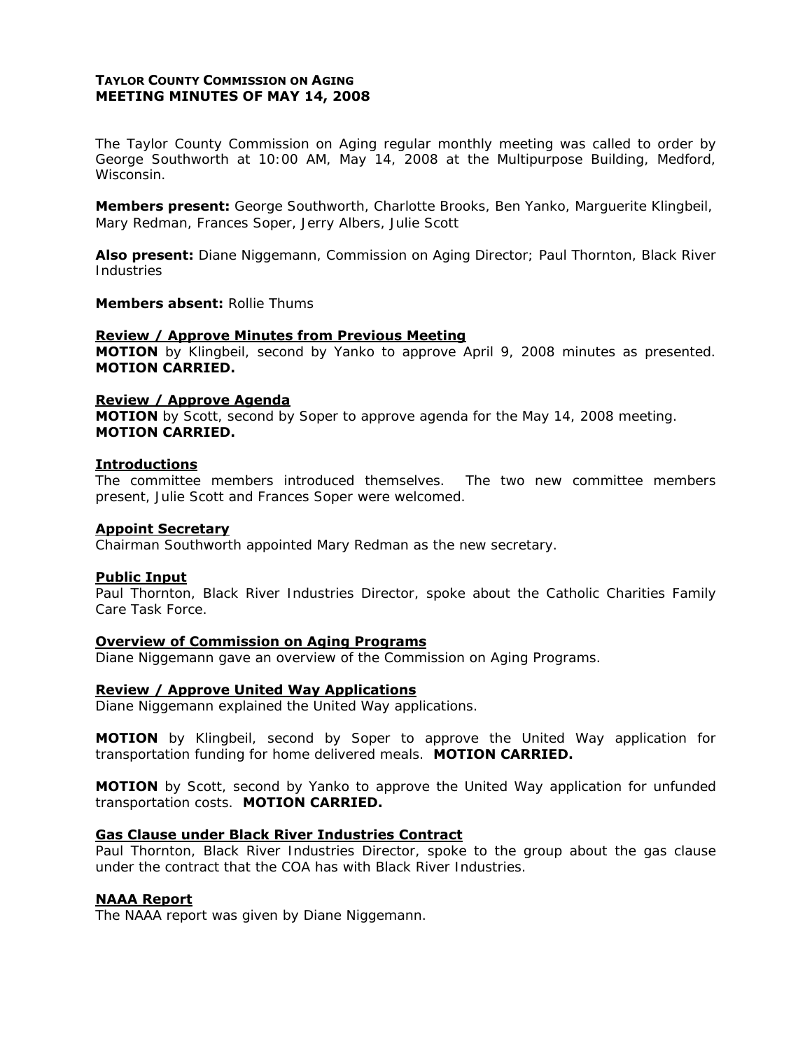**TAYLOR COUNTY COMMISSION ON AGING**
**MEETING MINUTES OF MAY 14, 2008**

The Taylor County Commission on Aging regular monthly meeting was called to order by George Southworth at 10:00 AM, May 14, 2008 at the Multipurpose Building, Medford, Wisconsin.

**Members present:** George Southworth, Charlotte Brooks, Ben Yanko, Marguerite Klingbeil, Mary Redman, Frances Soper, Jerry Albers, Julie Scott

**Also present:** Diane Niggemann, Commission on Aging Director; Paul Thornton, Black River Industries

**Members absent:** Rollie Thums

**Review / Approve Minutes from Previous Meeting**

**MOTION** by Klingbeil, second by Yanko to approve April 9, 2008 minutes as presented. **MOTION CARRIED.**

**Review / Approve Agenda**

**MOTION** by Scott, second by Soper to approve agenda for the May 14, 2008 meeting. **MOTION CARRIED.**

**Introductions**

The committee members introduced themselves. The two new committee members present, Julie Scott and Frances Soper were welcomed.

**Appoint Secretary**

Chairman Southworth appointed Mary Redman as the new secretary.

**Public Input**

Paul Thornton, Black River Industries Director, spoke about the Catholic Charities Family Care Task Force.

**Overview of Commission on Aging Programs**

Diane Niggemann gave an overview of the Commission on Aging Programs.

**Review / Approve United Way Applications**

Diane Niggemann explained the United Way applications.

**MOTION** by Klingbeil, second by Soper to approve the United Way application for transportation funding for home delivered meals. **MOTION CARRIED.**

**MOTION** by Scott, second by Yanko to approve the United Way application for unfunded transportation costs. **MOTION CARRIED.**

**Gas Clause under Black River Industries Contract**

Paul Thornton, Black River Industries Director, spoke to the group about the gas clause under the contract that the COA has with Black River Industries.

**NAAA Report**

The NAAA report was given by Diane Niggemann.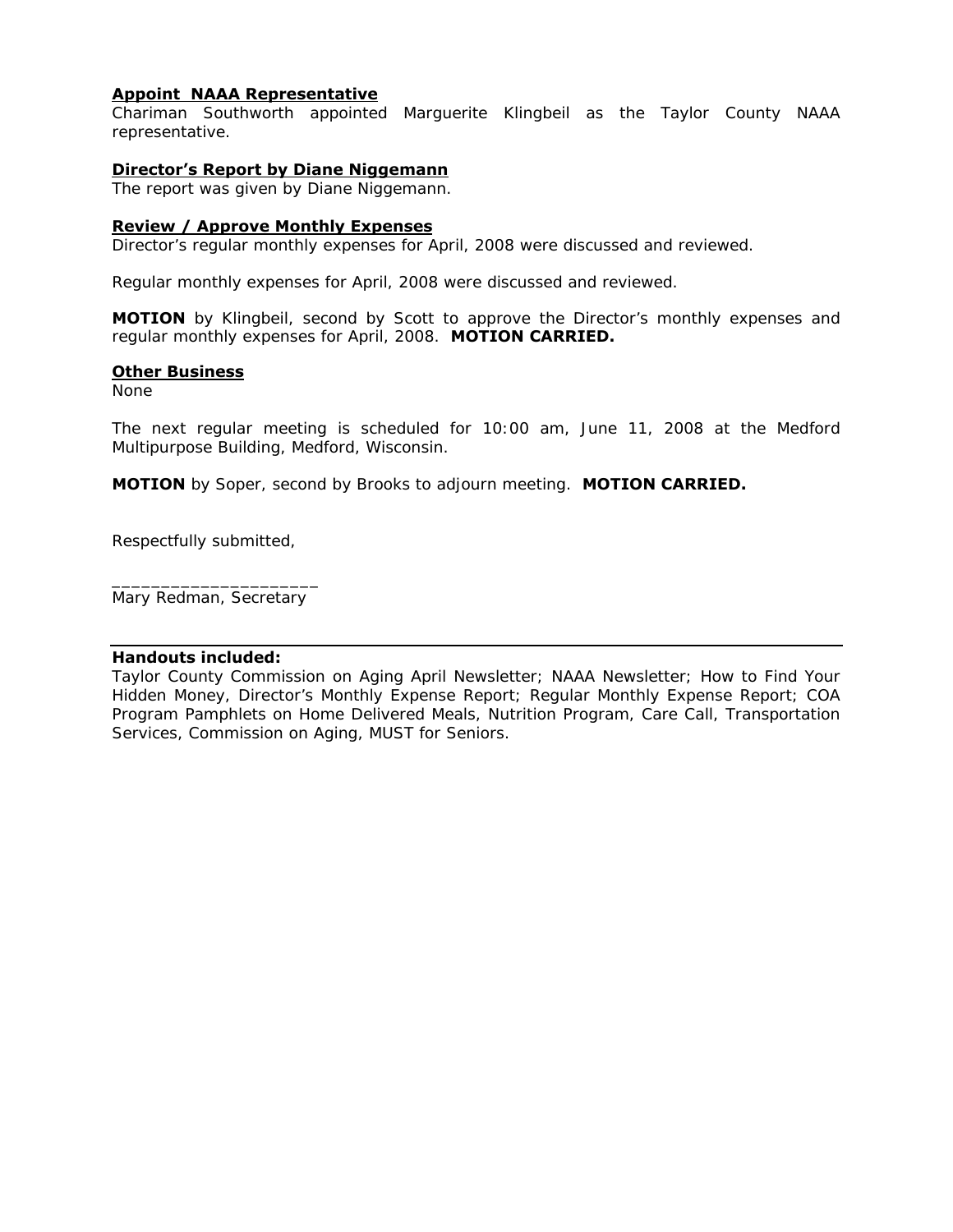**Appoint NAAA Representative**
Chariman Southworth appointed Marguerite Klingbeil as the Taylor County NAAA representative.

**Director's Report by Diane Niggemann**
The report was given by Diane Niggemann.

**Review / Approve Monthly Expenses**
Director's regular monthly expenses for April, 2008 were discussed and reviewed.

Regular monthly expenses for April, 2008 were discussed and reviewed.

**MOTION** by Klingbeil, second by Scott to approve the Director's monthly expenses and regular monthly expenses for April, 2008. **MOTION CARRIED.**

**Other Business**
None

The next regular meeting is scheduled for 10:00 am, June 11, 2008 at the Medford Multipurpose Building, Medford, Wisconsin.

**MOTION** by Soper, second by Brooks to adjourn meeting. **MOTION CARRIED.**

Respectfully submitted,

____________________
Mary Redman, Secretary

---

**Handouts included:**
Taylor County Commission on Aging April Newsletter; NAAA Newsletter; How to Find Your Hidden Money, Director's Monthly Expense Report; Regular Monthly Expense Report; COA Program Pamphlets on Home Delivered Meals, Nutrition Program, Care Call, Transportation Services, Commission on Aging, MUST for Seniors.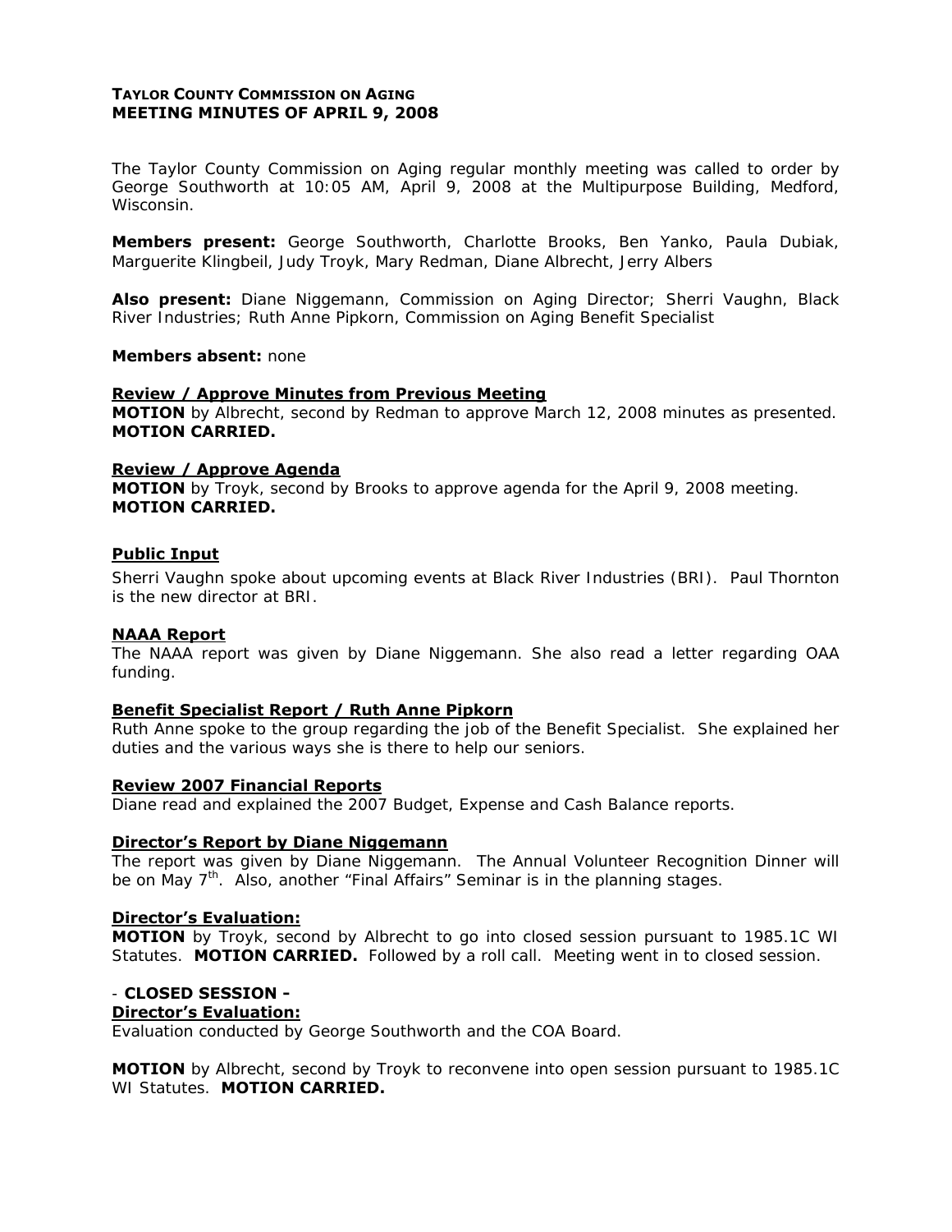**TAYLOR COUNTY COMMISSION ON AGING**
**MEETING MINUTES OF APRIL 9, 2008**

The Taylor County Commission on Aging regular monthly meeting was called to order by George Southworth at 10:05 AM, April 9, 2008 at the Multipurpose Building, Medford, Wisconsin.

**Members present:** George Southworth, Charlotte Brooks, Ben Yanko, Paula Dubiak, Marguerite Klingbeil, Judy Troyk, Mary Redman, Diane Albrecht, Jerry Albers

**Also present:** Diane Niggemann, Commission on Aging Director; Sherri Vaughn, Black River Industries; Ruth Anne Pipkorn, Commission on Aging Benefit Specialist

**Members absent:** none

**Review / Approve Minutes from Previous Meeting**
**MOTION** by Albrecht, second by Redman to approve March 12, 2008 minutes as presented. **MOTION CARRIED.**

**Review / Approve Agenda**
**MOTION** by Troyk, second by Brooks to approve agenda for the April 9, 2008 meeting. **MOTION CARRIED.**

**Public Input**

Sherri Vaughn spoke about upcoming events at Black River Industries (BRI). Paul Thornton is the new director at BRI.

**NAAA Report**
The NAAA report was given by Diane Niggemann. She also read a letter regarding OAA funding.

**Benefit Specialist Report / Ruth Anne Pipkorn**
Ruth Anne spoke to the group regarding the job of the Benefit Specialist. She explained her duties and the various ways she is there to help our seniors.

**Review 2007 Financial Reports**
Diane read and explained the 2007 Budget, Expense and Cash Balance reports.

**Director's Report by Diane Niggemann**
The report was given by Diane Niggemann. The Annual Volunteer Recognition Dinner will be on May 7th. Also, another "Final Affairs" Seminar is in the planning stages.

**Director's Evaluation:**
**MOTION** by Troyk, second by Albrecht to go into closed session pursuant to 1985.1C WI Statutes. **MOTION CARRIED.** Followed by a roll call. Meeting went in to closed session.

\- **CLOSED SESSION -**
**Director's Evaluation:**
Evaluation conducted by George Southworth and the COA Board.

**MOTION** by Albrecht, second by Troyk to reconvene into open session pursuant to 1985.1C WI Statutes. **MOTION CARRIED.**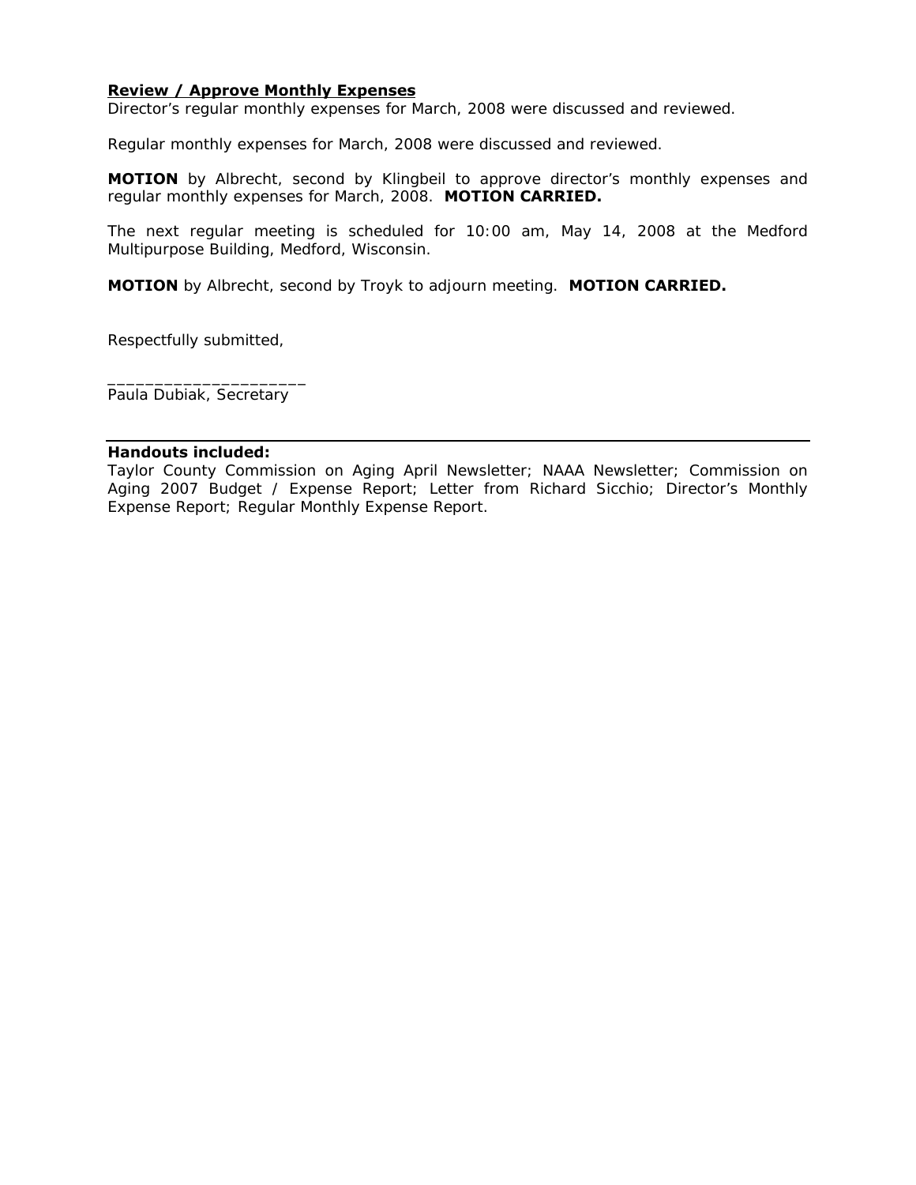**Review / Approve Monthly Expenses**

Director's regular monthly expenses for March, 2008 were discussed and reviewed.

Regular monthly expenses for March, 2008 were discussed and reviewed.

**MOTION** by Albrecht, second by Klingbeil to approve director's monthly expenses and regular monthly expenses for March, 2008. **MOTION CARRIED.**

The next regular meeting is scheduled for 10:00 am, May 14, 2008 at the Medford Multipurpose Building, Medford, Wisconsin.

**MOTION** by Albrecht, second by Troyk to adjourn meeting. **MOTION CARRIED.**

Respectfully submitted,

_____________________
Paula Dubiak, Secretary

---

**Handouts included:**
Taylor County Commission on Aging April Newsletter; NAAA Newsletter; Commission on Aging 2007 Budget / Expense Report; Letter from Richard Sicchio; Director's Monthly Expense Report; Regular Monthly Expense Report.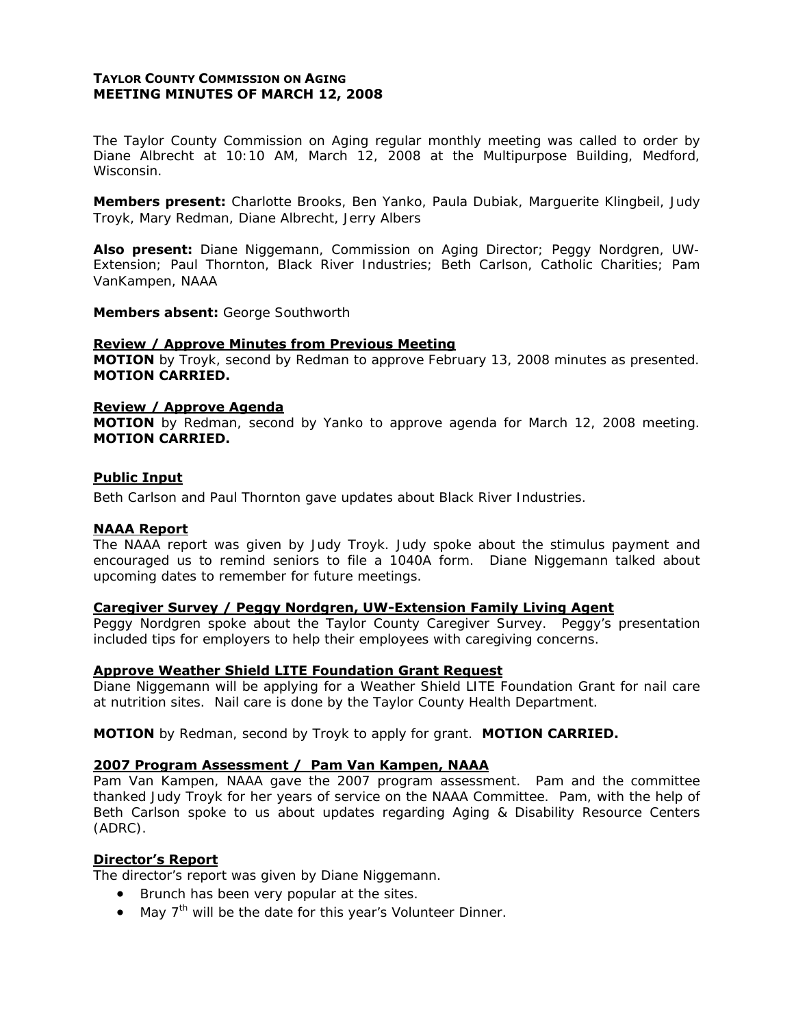**TAYLOR COUNTY COMMISSION ON AGING**
**MEETING MINUTES OF MARCH 12, 2008**

The Taylor County Commission on Aging regular monthly meeting was called to order by Diane Albrecht at 10:10 AM, March 12, 2008 at the Multipurpose Building, Medford, Wisconsin.

**Members present:** Charlotte Brooks, Ben Yanko, Paula Dubiak, Marguerite Klingbeil, Judy Troyk, Mary Redman, Diane Albrecht, Jerry Albers

**Also present:** Diane Niggemann, Commission on Aging Director; Peggy Nordgren, UW-Extension; Paul Thornton, Black River Industries; Beth Carlson, Catholic Charities; Pam VanKampen, NAAA

**Members absent:** George Southworth

**Review / Approve Minutes from Previous Meeting**
**MOTION** by Troyk, second by Redman to approve February 13, 2008 minutes as presented. **MOTION CARRIED.**

**Review / Approve Agenda**
**MOTION** by Redman, second by Yanko to approve agenda for March 12, 2008 meeting. **MOTION CARRIED.**

**Public Input**
Beth Carlson and Paul Thornton gave updates about Black River Industries.

**NAAA Report**
The NAAA report was given by Judy Troyk. Judy spoke about the stimulus payment and encouraged us to remind seniors to file a 1040A form. Diane Niggemann talked about upcoming dates to remember for future meetings.

**Caregiver Survey / Peggy Nordgren, UW-Extension Family Living Agent**
Peggy Nordgren spoke about the Taylor County Caregiver Survey. Peggy's presentation included tips for employers to help their employees with caregiving concerns.

**Approve Weather Shield LITE Foundation Grant Request**
Diane Niggemann will be applying for a Weather Shield LITE Foundation Grant for nail care at nutrition sites. Nail care is done by the Taylor County Health Department.

**MOTION** by Redman, second by Troyk to apply for grant. **MOTION CARRIED.**

**2007 Program Assessment / Pam Van Kampen, NAAA**
Pam Van Kampen, NAAA gave the 2007 program assessment. Pam and the committee thanked Judy Troyk for her years of service on the NAAA Committee. Pam, with the help of Beth Carlson spoke to us about updates regarding Aging & Disability Resource Centers (ADRC).

**Director's Report**
The director's report was given by Diane Niggemann.

- Brunch has been very popular at the sites.
- May 7th will be the date for this year's Volunteer Dinner.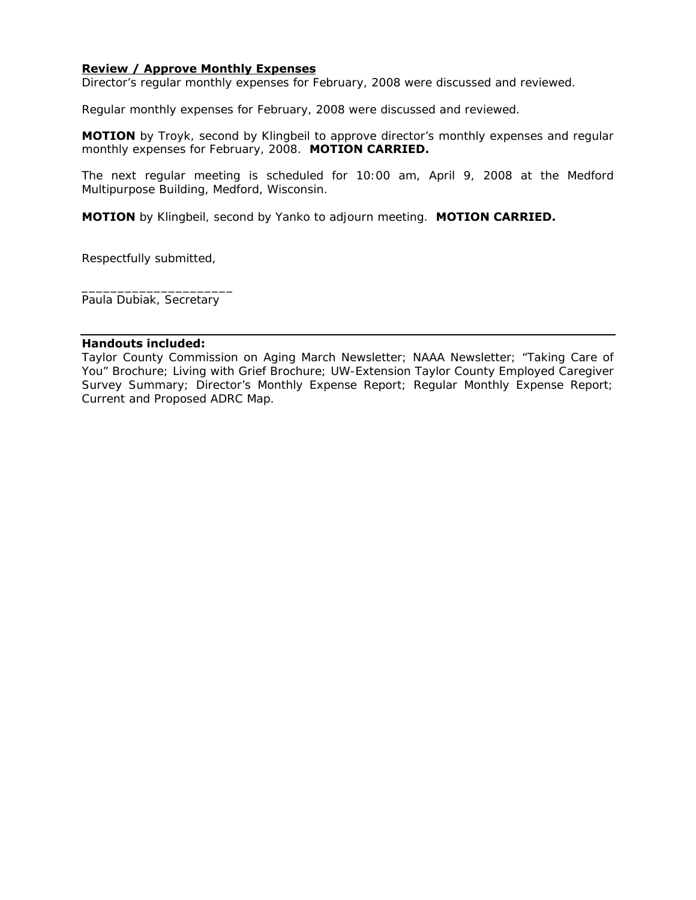**Review / Approve Monthly Expenses**

Director's regular monthly expenses for February, 2008 were discussed and reviewed.

Regular monthly expenses for February, 2008 were discussed and reviewed.

**MOTION** by Troyk, second by Klingbeil to approve director's monthly expenses and regular monthly expenses for February, 2008. **MOTION CARRIED.**

The next regular meeting is scheduled for 10:00 am, April 9, 2008 at the Medford Multipurpose Building, Medford, Wisconsin.

**MOTION** by Klingbeil, second by Yanko to adjourn meeting. **MOTION CARRIED.**

Respectfully submitted,

_____________________
Paula Dubiak, Secretary

---

**Handouts included:**

Taylor County Commission on Aging March Newsletter; NAAA Newsletter; "Taking Care of You" Brochure; Living with Grief Brochure; UW-Extension Taylor County Employed Caregiver Survey Summary; Director's Monthly Expense Report; Regular Monthly Expense Report; Current and Proposed ADRC Map.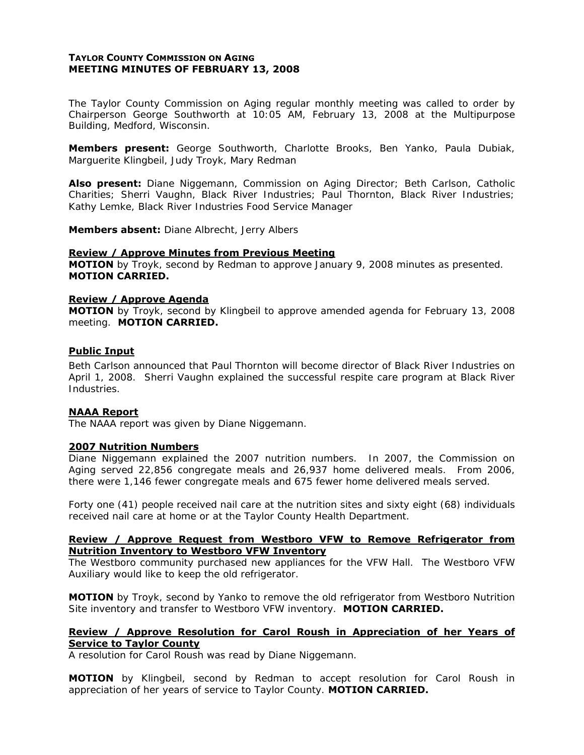**TAYLOR COUNTY COMMISSION ON AGING**
**MEETING MINUTES OF FEBRUARY 13, 2008**

The Taylor County Commission on Aging regular monthly meeting was called to order by Chairperson George Southworth at 10:05 AM, February 13, 2008 at the Multipurpose Building, Medford, Wisconsin.

**Members present:** George Southworth, Charlotte Brooks, Ben Yanko, Paula Dubiak, Marguerite Klingbeil, Judy Troyk, Mary Redman

**Also present:** Diane Niggemann, Commission on Aging Director; Beth Carlson, Catholic Charities; Sherri Vaughn, Black River Industries; Paul Thornton, Black River Industries; Kathy Lemke, Black River Industries Food Service Manager

**Members absent:** Diane Albrecht, Jerry Albers

**Review / Approve Minutes from Previous Meeting**

**MOTION** by Troyk, second by Redman to approve January 9, 2008 minutes as presented. **MOTION CARRIED.**

**Review / Approve Agenda**

**MOTION** by Troyk, second by Klingbeil to approve amended agenda for February 13, 2008 meeting. **MOTION CARRIED.**

**Public Input**

Beth Carlson announced that Paul Thornton will become director of Black River Industries on April 1, 2008. Sherri Vaughn explained the successful respite care program at Black River Industries.

**NAAA Report**

The NAAA report was given by Diane Niggemann.

**2007 Nutrition Numbers**

Diane Niggemann explained the 2007 nutrition numbers. In 2007, the Commission on Aging served 22,856 congregate meals and 26,937 home delivered meals. From 2006, there were 1,146 fewer congregate meals and 675 fewer home delivered meals served.

Forty one (41) people received nail care at the nutrition sites and sixty eight (68) individuals received nail care at home or at the Taylor County Health Department.

**Review / Approve Request from Westboro VFW to Remove Refrigerator from Nutrition Inventory to Westboro VFW Inventory**

The Westboro community purchased new appliances for the VFW Hall. The Westboro VFW Auxiliary would like to keep the old refrigerator.

**MOTION** by Troyk, second by Yanko to remove the old refrigerator from Westboro Nutrition Site inventory and transfer to Westboro VFW inventory. **MOTION CARRIED.**

**Review / Approve Resolution for Carol Roush in Appreciation of her Years of Service to Taylor County**

A resolution for Carol Roush was read by Diane Niggemann.

**MOTION** by Klingbeil, second by Redman to accept resolution for Carol Roush in appreciation of her years of service to Taylor County. **MOTION CARRIED.**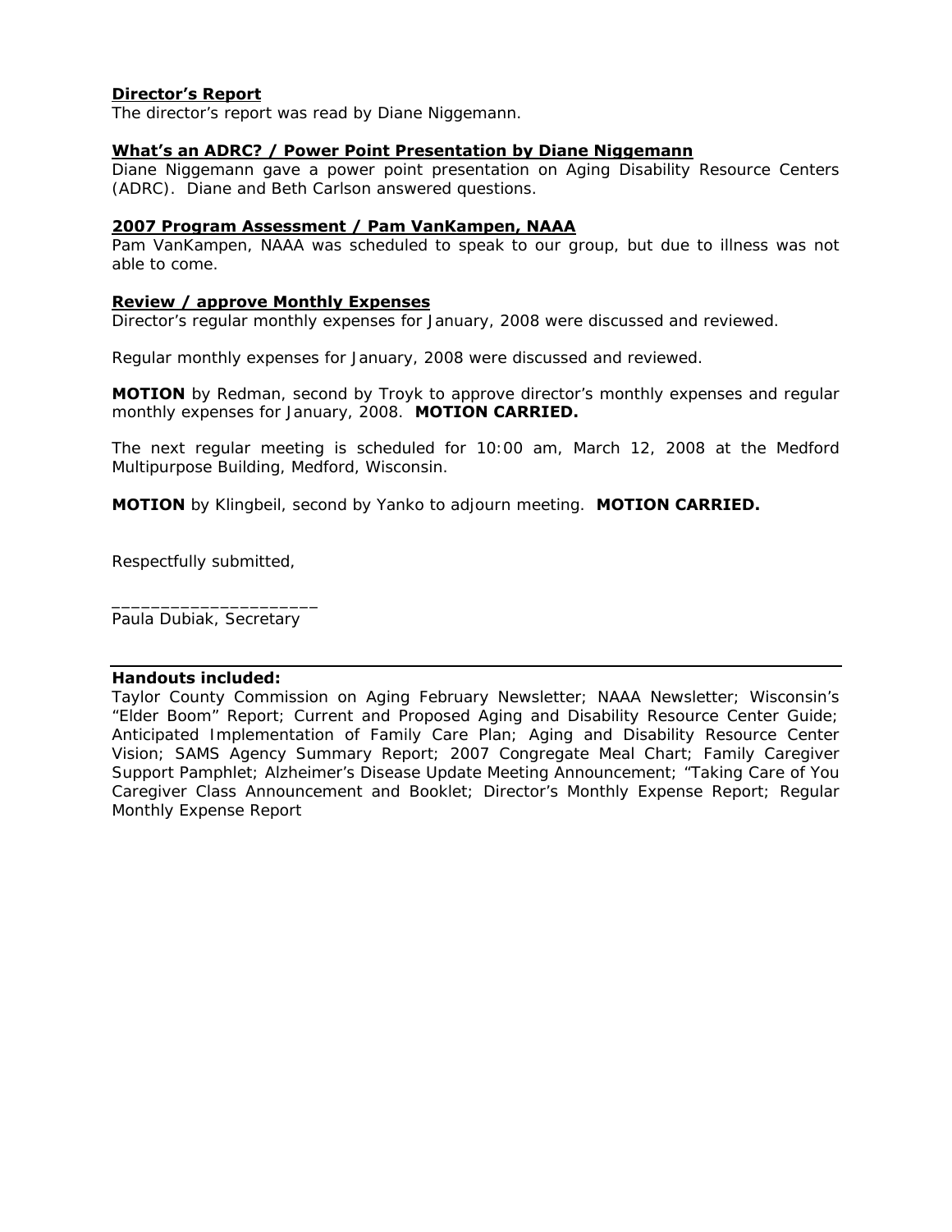**Director's Report**

The director's report was read by Diane Niggemann.

**What's an ADRC? / Power Point Presentation by Diane Niggemann**

Diane Niggemann gave a power point presentation on Aging Disability Resource Centers (ADRC). Diane and Beth Carlson answered questions.

**2007 Program Assessment / Pam VanKampen, NAAA**

Pam VanKampen, NAAA was scheduled to speak to our group, but due to illness was not able to come.

**Review / approve Monthly Expenses**

Director's regular monthly expenses for January, 2008 were discussed and reviewed.

Regular monthly expenses for January, 2008 were discussed and reviewed.

**MOTION** by Redman, second by Troyk to approve director's monthly expenses and regular monthly expenses for January, 2008. **MOTION CARRIED.**

The next regular meeting is scheduled for 10:00 am, March 12, 2008 at the Medford Multipurpose Building, Medford, Wisconsin.

**MOTION** by Klingbeil, second by Yanko to adjourn meeting. **MOTION CARRIED.**

Respectfully submitted,

____________________
Paula Dubiak, Secretary

---

**Handouts included:**

Taylor County Commission on Aging February Newsletter; NAAA Newsletter; Wisconsin's "Elder Boom" Report; Current and Proposed Aging and Disability Resource Center Guide; Anticipated Implementation of Family Care Plan; Aging and Disability Resource Center Vision; SAMS Agency Summary Report; 2007 Congregate Meal Chart; Family Caregiver Support Pamphlet; Alzheimer's Disease Update Meeting Announcement; "Taking Care of You Caregiver Class Announcement and Booklet; Director's Monthly Expense Report; Regular Monthly Expense Report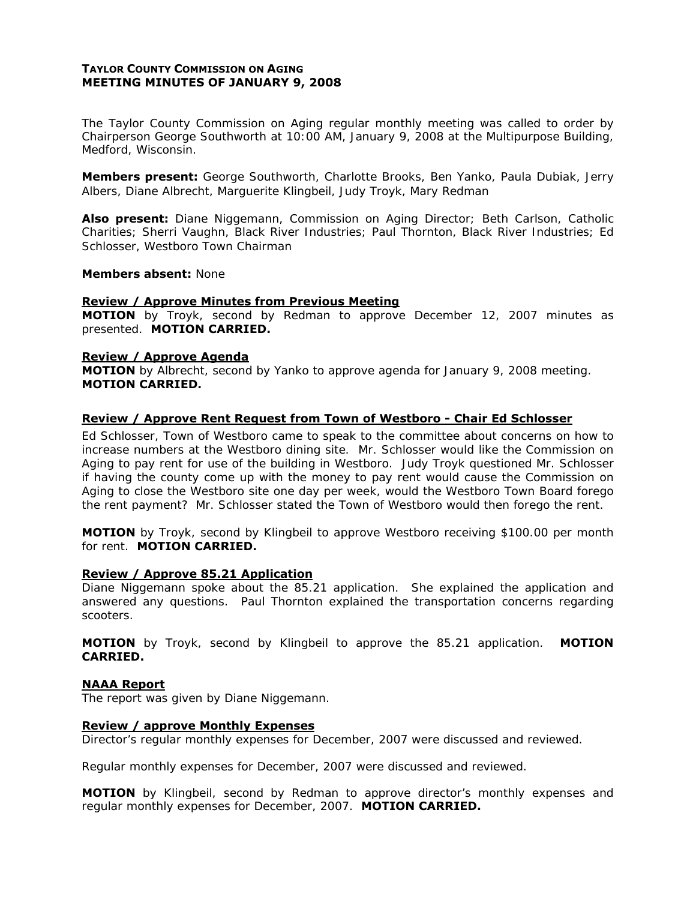**TAYLOR COUNTY COMMISSION ON AGING**
**MEETING MINUTES OF JANUARY 9, 2008**

The Taylor County Commission on Aging regular monthly meeting was called to order by Chairperson George Southworth at 10:00 AM, January 9, 2008 at the Multipurpose Building, Medford, Wisconsin.

**Members present:** George Southworth, Charlotte Brooks, Ben Yanko, Paula Dubiak, Jerry Albers, Diane Albrecht, Marguerite Klingbeil, Judy Troyk, Mary Redman

**Also present:** Diane Niggemann, Commission on Aging Director; Beth Carlson, Catholic Charities; Sherri Vaughn, Black River Industries; Paul Thornton, Black River Industries; Ed Schlosser, Westboro Town Chairman

**Members absent:** None

**<u>Review / Approve Minutes from Previous Meeting</u>**

**MOTION** by Troyk, second by Redman to approve December 12, 2007 minutes as presented. **MOTION CARRIED.**

**<u>Review / Approve Agenda</u>**

**MOTION** by Albrecht, second by Yanko to approve agenda for January 9, 2008 meeting. **MOTION CARRIED.**

**<u>Review / Approve Rent Request from Town of Westboro - Chair Ed Schlosser</u>**

Ed Schlosser, Town of Westboro came to speak to the committee about concerns on how to increase numbers at the Westboro dining site. Mr. Schlosser would like the Commission on Aging to pay rent for use of the building in Westboro. Judy Troyk questioned Mr. Schlosser if having the county come up with the money to pay rent would cause the Commission on Aging to close the Westboro site one day per week, would the Westboro Town Board forego the rent payment? Mr. Schlosser stated the Town of Westboro would then forego the rent.

**MOTION** by Troyk, second by Klingbeil to approve Westboro receiving $100.00 per month for rent. **MOTION CARRIED.**

**<u>Review / Approve 85.21 Application</u>**

Diane Niggemann spoke about the 85.21 application. She explained the application and answered any questions. Paul Thornton explained the transportation concerns regarding scooters.

**MOTION** by Troyk, second by Klingbeil to approve the 85.21 application. **MOTION CARRIED.**

**<u>NAAA Report</u>**

The report was given by Diane Niggemann.

**<u>Review / approve Monthly Expenses</u>**

Director's regular monthly expenses for December, 2007 were discussed and reviewed.

Regular monthly expenses for December, 2007 were discussed and reviewed.

**MOTION** by Klingbeil, second by Redman to approve director's monthly expenses and regular monthly expenses for December, 2007. **MOTION CARRIED.**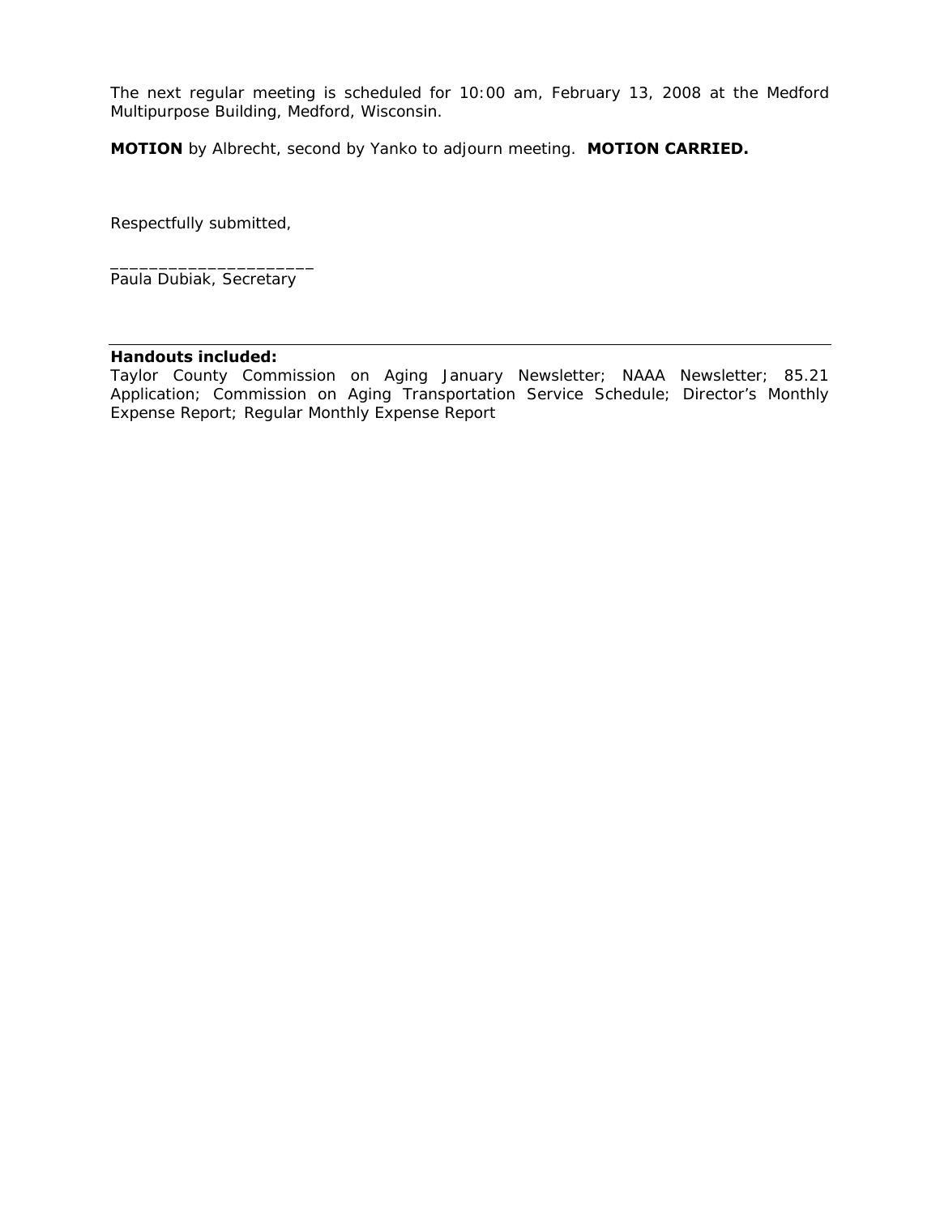The next regular meeting is scheduled for 10:00 am, February 13, 2008 at the Medford Multipurpose Building, Medford, Wisconsin.

**MOTION** by Albrecht, second by Yanko to adjourn meeting. **MOTION CARRIED.**

Respectfully submitted,

_____________________
Paula Dubiak, Secretary

---

**Handouts included:**
Taylor County Commission on Aging January Newsletter; NAAA Newsletter; 85.21 Application; Commission on Aging Transportation Service Schedule; Director's Monthly Expense Report; Regular Monthly Expense Report